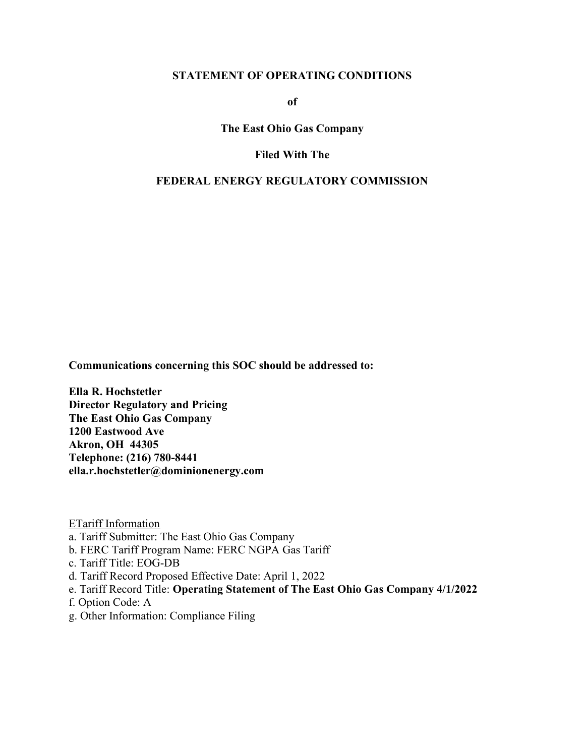# STATEMENT OF OPERATING CONDITIONS

**of**

**The East Ohio Gas Company**

**Filed With The**

**FEDERAL ENERGY REGULATORY COMMISSION**

**Communications concerning this SOC should be addressed to:**

**Ella R. Hochstetler**
**Director Regulatory and Pricing**
**The East Ohio Gas Company**
**1200 Eastwood Ave**
**Akron, OH 44305**
**Telephone: (216) 780-8441**
**ella.r.hochstetler@dominionenergy.com**

ETariff Information

a. Tariff Submitter: The East Ohio Gas Company
b. FERC Tariff Program Name: FERC NGPA Gas Tariff
c. Tariff Title: EOG-DB
d. Tariff Record Proposed Effective Date: April 1, 2022
e. Tariff Record Title: **Operating Statement of The East Ohio Gas Company 4/1/2022**
f. Option Code: A
g. Other Information: Compliance Filing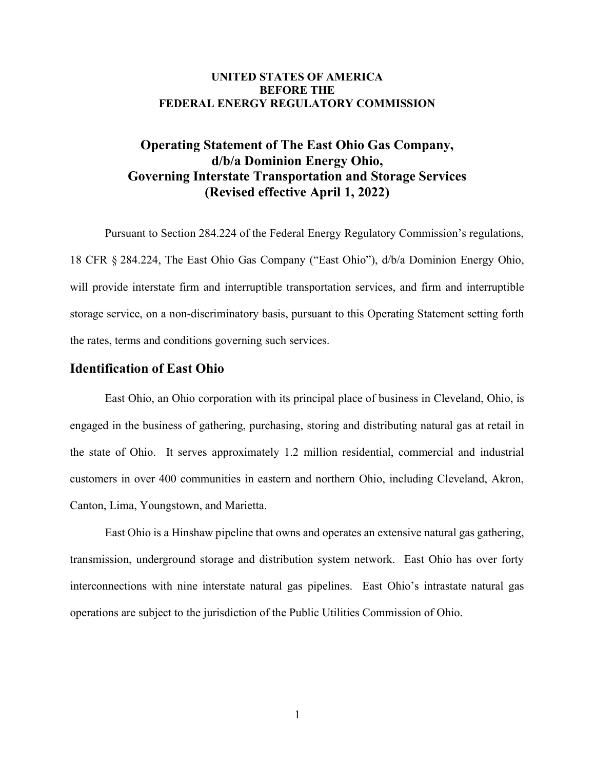**UNITED STATES OF AMERICA**
**BEFORE THE**
**FEDERAL ENERGY REGULATORY COMMISSION**

# Operating Statement of The East Ohio Gas Company, d/b/a Dominion Energy Ohio, Governing Interstate Transportation and Storage Services (Revised effective April 1, 2022)

Pursuant to Section 284.224 of the Federal Energy Regulatory Commission's regulations, 18 CFR § 284.224, The East Ohio Gas Company ("East Ohio"), d/b/a Dominion Energy Ohio, will provide interstate firm and interruptible transportation services, and firm and interruptible storage service, on a non-discriminatory basis, pursuant to this Operating Statement setting forth the rates, terms and conditions governing such services.

## Identification of East Ohio

East Ohio, an Ohio corporation with its principal place of business in Cleveland, Ohio, is engaged in the business of gathering, purchasing, storing and distributing natural gas at retail in the state of Ohio. It serves approximately 1.2 million residential, commercial and industrial customers in over 400 communities in eastern and northern Ohio, including Cleveland, Akron, Canton, Lima, Youngstown, and Marietta.

East Ohio is a Hinshaw pipeline that owns and operates an extensive natural gas gathering, transmission, underground storage and distribution system network. East Ohio has over forty interconnections with nine interstate natural gas pipelines. East Ohio's intrastate natural gas operations are subject to the jurisdiction of the Public Utilities Commission of Ohio.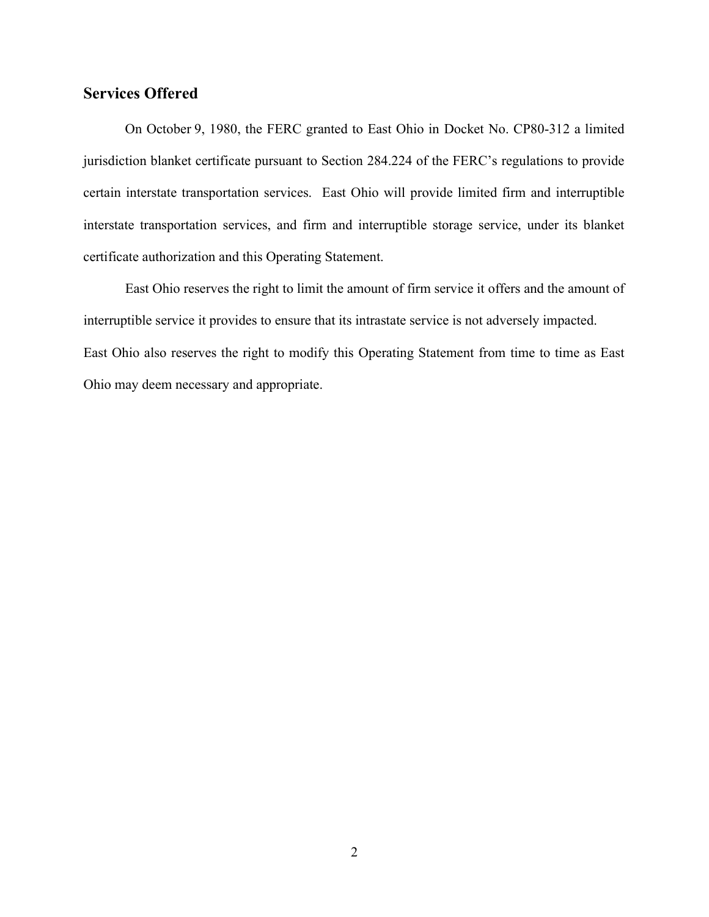## Services Offered

On October 9, 1980, the FERC granted to East Ohio in Docket No. CP80-312 a limited jurisdiction blanket certificate pursuant to Section 284.224 of the FERC's regulations to provide certain interstate transportation services. East Ohio will provide limited firm and interruptible interstate transportation services, and firm and interruptible storage service, under its blanket certificate authorization and this Operating Statement.

East Ohio reserves the right to limit the amount of firm service it offers and the amount of interruptible service it provides to ensure that its intrastate service is not adversely impacted. East Ohio also reserves the right to modify this Operating Statement from time to time as East Ohio may deem necessary and appropriate.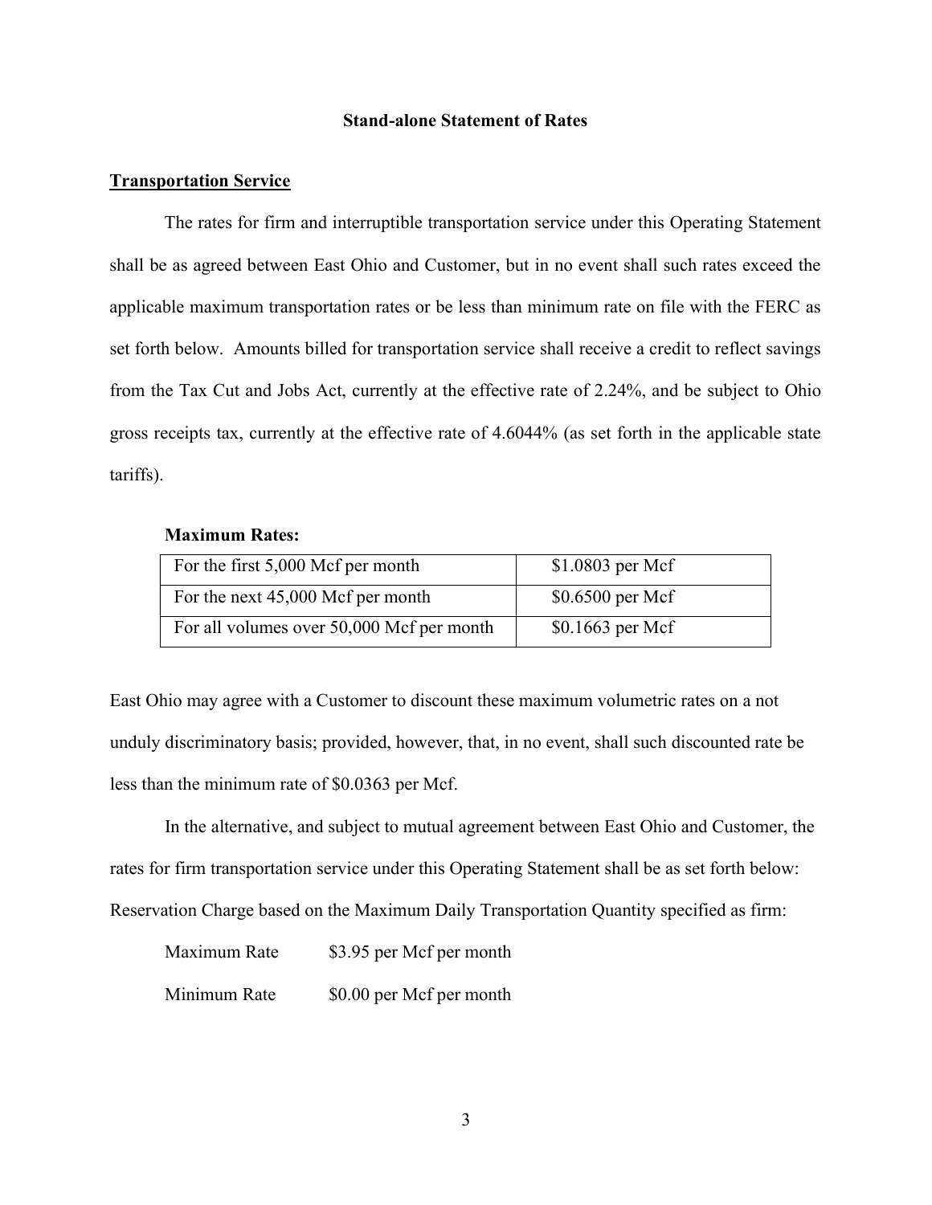## Stand-alone Statement of Rates

**Transportation Service**

The rates for firm and interruptible transportation service under this Operating Statement shall be as agreed between East Ohio and Customer, but in no event shall such rates exceed the applicable maximum transportation rates or be less than minimum rate on file with the FERC as set forth below. Amounts billed for transportation service shall receive a credit to reflect savings from the Tax Cut and Jobs Act, currently at the effective rate of 2.24%, and be subject to Ohio gross receipts tax, currently at the effective rate of 4.6044% (as set forth in the applicable state tariffs).

**Maximum Rates:**

| | |
|---|---|
| For the first 5,000 Mcf per month | $1.0803 per Mcf |
| For the next 45,000 Mcf per month | $0.6500 per Mcf |
| For all volumes over 50,000 Mcf per month | $0.1663 per Mcf |

East Ohio may agree with a Customer to discount these maximum volumetric rates on a not unduly discriminatory basis; provided, however, that, in no event, shall such discounted rate be less than the minimum rate of $0.0363 per Mcf.

In the alternative, and subject to mutual agreement between East Ohio and Customer, the rates for firm transportation service under this Operating Statement shall be as set forth below: Reservation Charge based on the Maximum Daily Transportation Quantity specified as firm:

Maximum Rate $3.95 per Mcf per month

Minimum Rate $0.00 per Mcf per month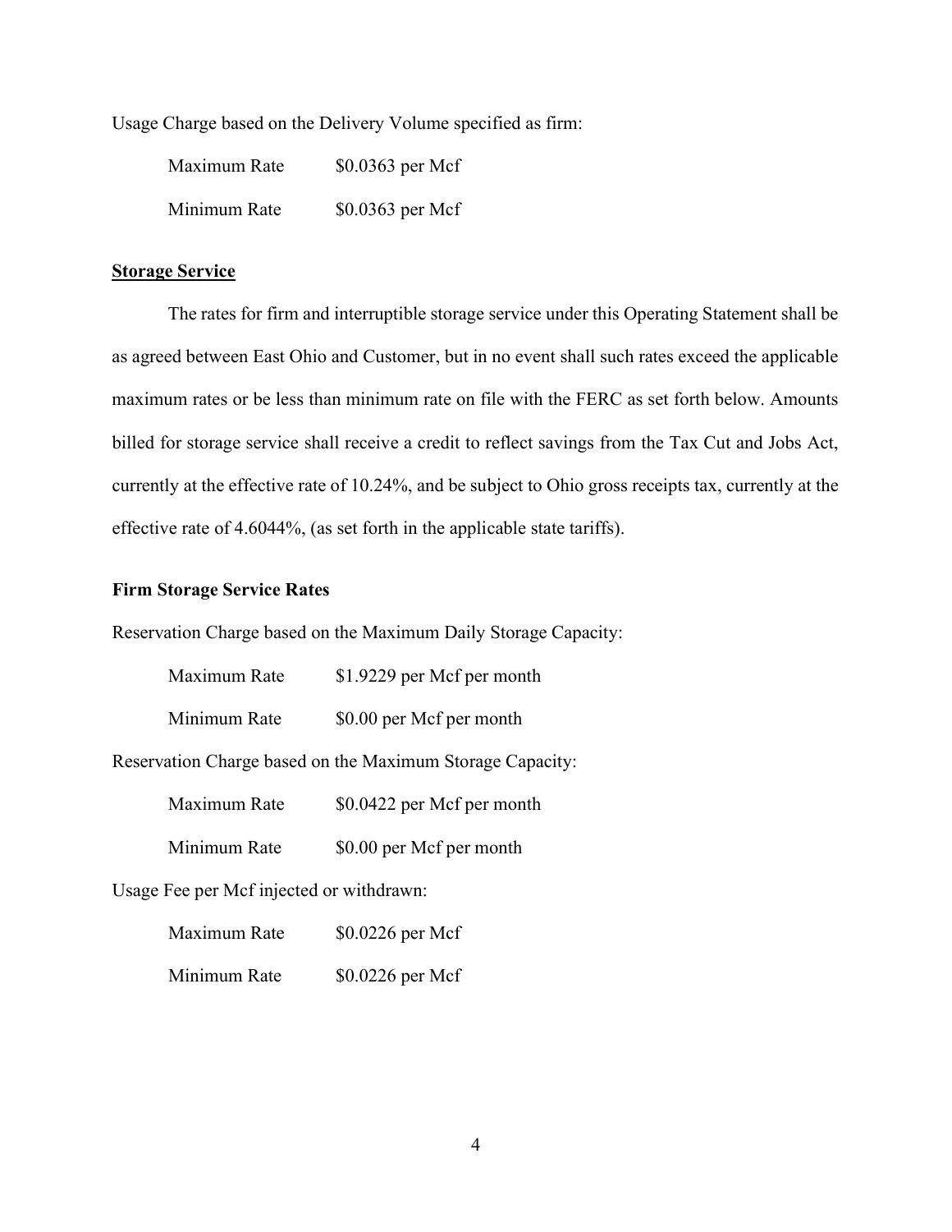Usage Charge based on the Delivery Volume specified as firm:

| | |
|---|---|
| Maximum Rate | $0.0363 per Mcf |
| Minimum Rate | $0.0363 per Mcf |

## Storage Service

The rates for firm and interruptible storage service under this Operating Statement shall be as agreed between East Ohio and Customer, but in no event shall such rates exceed the applicable maximum rates or be less than minimum rate on file with the FERC as set forth below. Amounts billed for storage service shall receive a credit to reflect savings from the Tax Cut and Jobs Act, currently at the effective rate of 10.24%, and be subject to Ohio gross receipts tax, currently at the effective rate of 4.6044%, (as set forth in the applicable state tariffs).

### Firm Storage Service Rates

Reservation Charge based on the Maximum Daily Storage Capacity:

| | |
|---|---|
| Maximum Rate | $1.9229 per Mcf per month |
| Minimum Rate | $0.00 per Mcf per month |

Reservation Charge based on the Maximum Storage Capacity:

| | |
|---|---|
| Maximum Rate | $0.0422 per Mcf per month |
| Minimum Rate | $0.00 per Mcf per month |

Usage Fee per Mcf injected or withdrawn:

| | |
|---|---|
| Maximum Rate | $0.0226 per Mcf |
| Minimum Rate | $0.0226 per Mcf |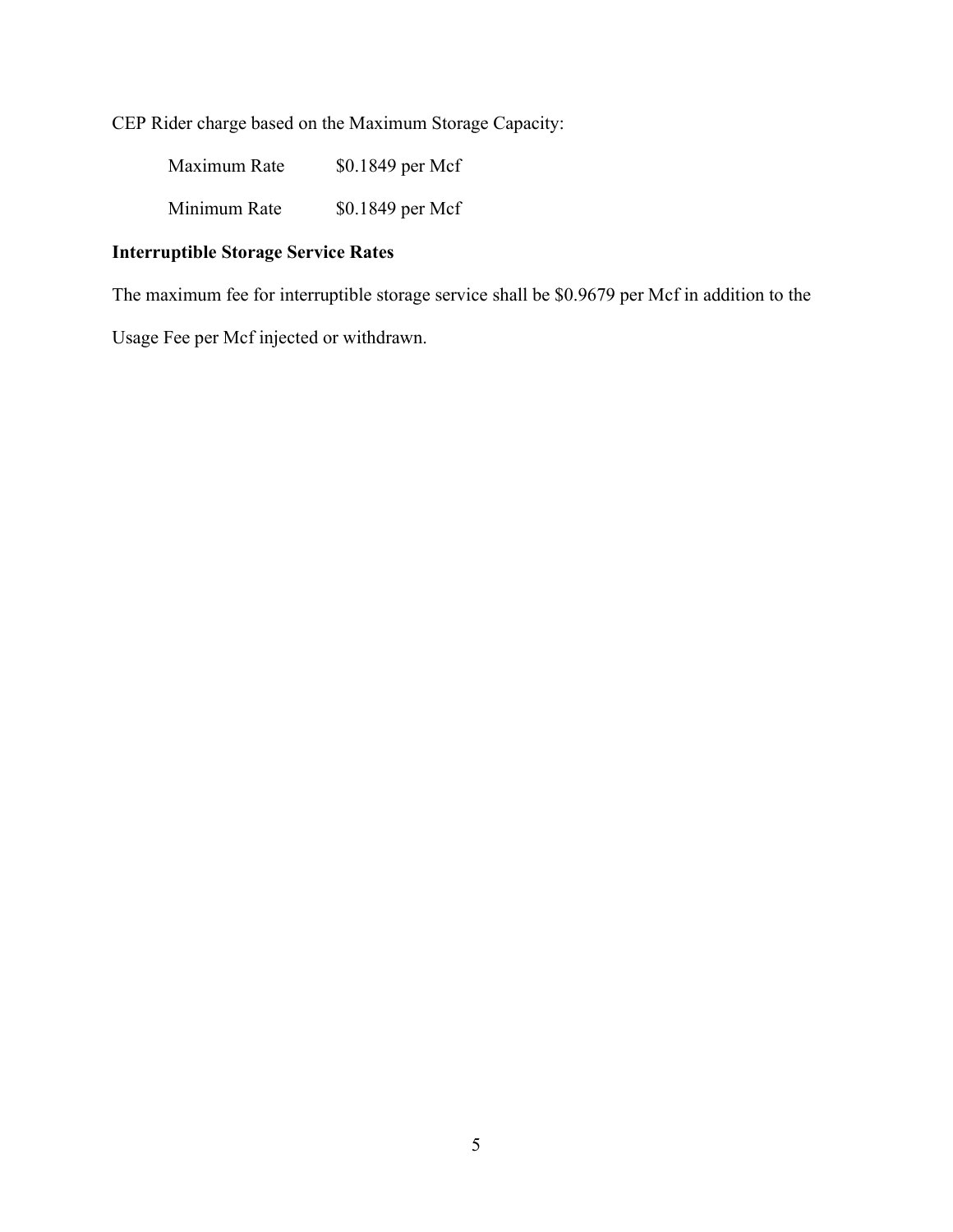CEP Rider charge based on the Maximum Storage Capacity:

| | |
|---|---|
| Maximum Rate | $0.1849 per Mcf |
| Minimum Rate | $0.1849 per Mcf |

**Interruptible Storage Service Rates**

The maximum fee for interruptible storage service shall be $0.9679 per Mcf in addition to the Usage Fee per Mcf injected or withdrawn.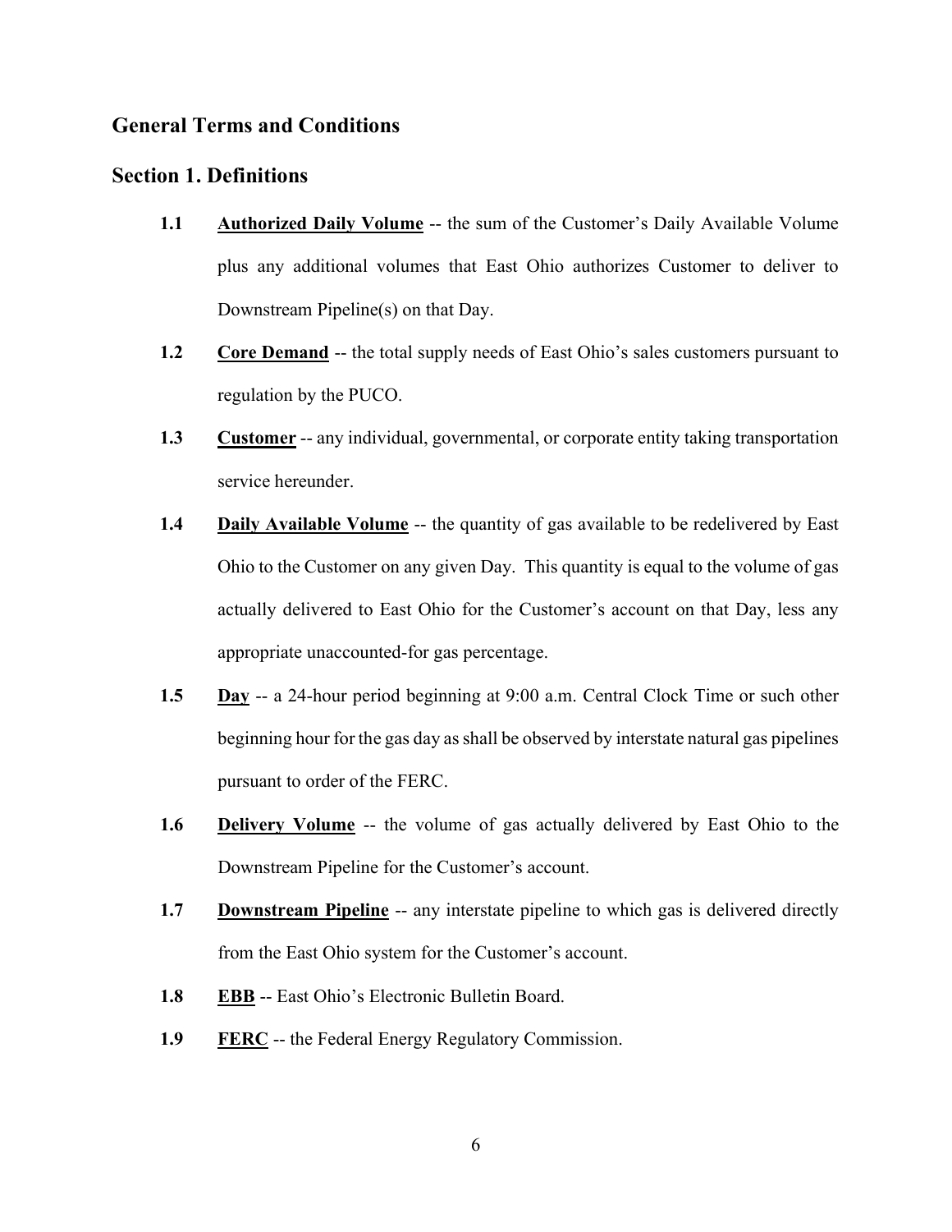## General Terms and Conditions

## Section 1. Definitions

**1.1** **Authorized Daily Volume** -- the sum of the Customer's Daily Available Volume plus any additional volumes that East Ohio authorizes Customer to deliver to Downstream Pipeline(s) on that Day.

**1.2** **Core Demand** -- the total supply needs of East Ohio's sales customers pursuant to regulation by the PUCO.

**1.3** **Customer** -- any individual, governmental, or corporate entity taking transportation service hereunder.

**1.4** **Daily Available Volume** -- the quantity of gas available to be redelivered by East Ohio to the Customer on any given Day. This quantity is equal to the volume of gas actually delivered to East Ohio for the Customer's account on that Day, less any appropriate unaccounted-for gas percentage.

**1.5** **Day** -- a 24-hour period beginning at 9:00 a.m. Central Clock Time or such other beginning hour for the gas day as shall be observed by interstate natural gas pipelines pursuant to order of the FERC.

**1.6** **Delivery Volume** -- the volume of gas actually delivered by East Ohio to the Downstream Pipeline for the Customer's account.

**1.7** **Downstream Pipeline** -- any interstate pipeline to which gas is delivered directly from the East Ohio system for the Customer's account.

**1.8** **EBB** -- East Ohio's Electronic Bulletin Board.

**1.9** **FERC** -- the Federal Energy Regulatory Commission.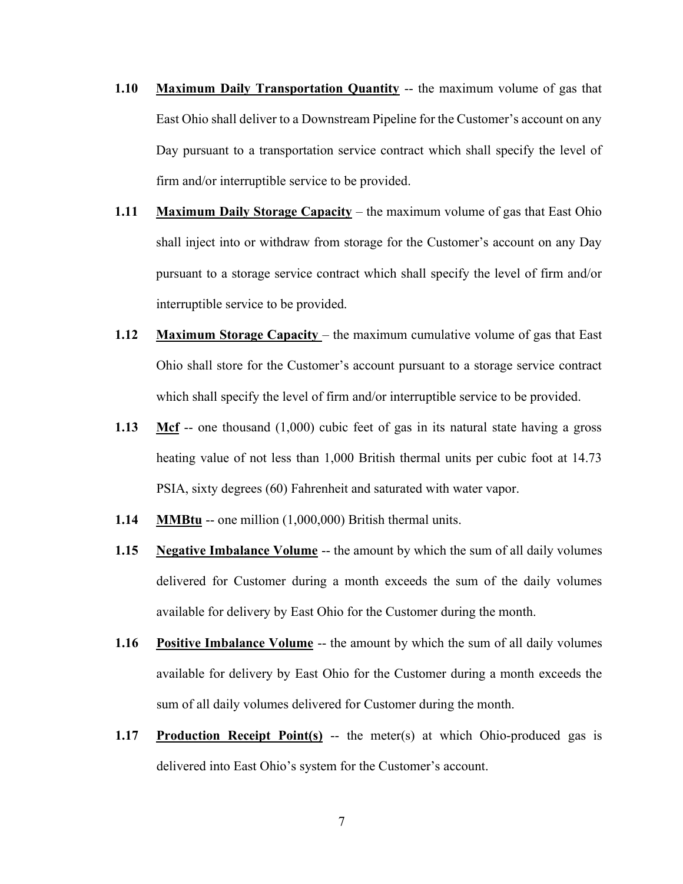**1.10** **Maximum Daily Transportation Quantity** -- the maximum volume of gas that East Ohio shall deliver to a Downstream Pipeline for the Customer's account on any Day pursuant to a transportation service contract which shall specify the level of firm and/or interruptible service to be provided.

**1.11** **Maximum Daily Storage Capacity** – the maximum volume of gas that East Ohio shall inject into or withdraw from storage for the Customer's account on any Day pursuant to a storage service contract which shall specify the level of firm and/or interruptible service to be provided.

**1.12** **Maximum Storage Capacity** – the maximum cumulative volume of gas that East Ohio shall store for the Customer's account pursuant to a storage service contract which shall specify the level of firm and/or interruptible service to be provided.

**1.13** **Mcf** -- one thousand (1,000) cubic feet of gas in its natural state having a gross heating value of not less than 1,000 British thermal units per cubic foot at 14.73 PSIA, sixty degrees (60) Fahrenheit and saturated with water vapor.

**1.14** **MMBtu** -- one million (1,000,000) British thermal units.

**1.15** **Negative Imbalance Volume** -- the amount by which the sum of all daily volumes delivered for Customer during a month exceeds the sum of the daily volumes available for delivery by East Ohio for the Customer during the month.

**1.16** **Positive Imbalance Volume** -- the amount by which the sum of all daily volumes available for delivery by East Ohio for the Customer during a month exceeds the sum of all daily volumes delivered for Customer during the month.

**1.17** **Production Receipt Point(s)** -- the meter(s) at which Ohio-produced gas is delivered into East Ohio's system for the Customer's account.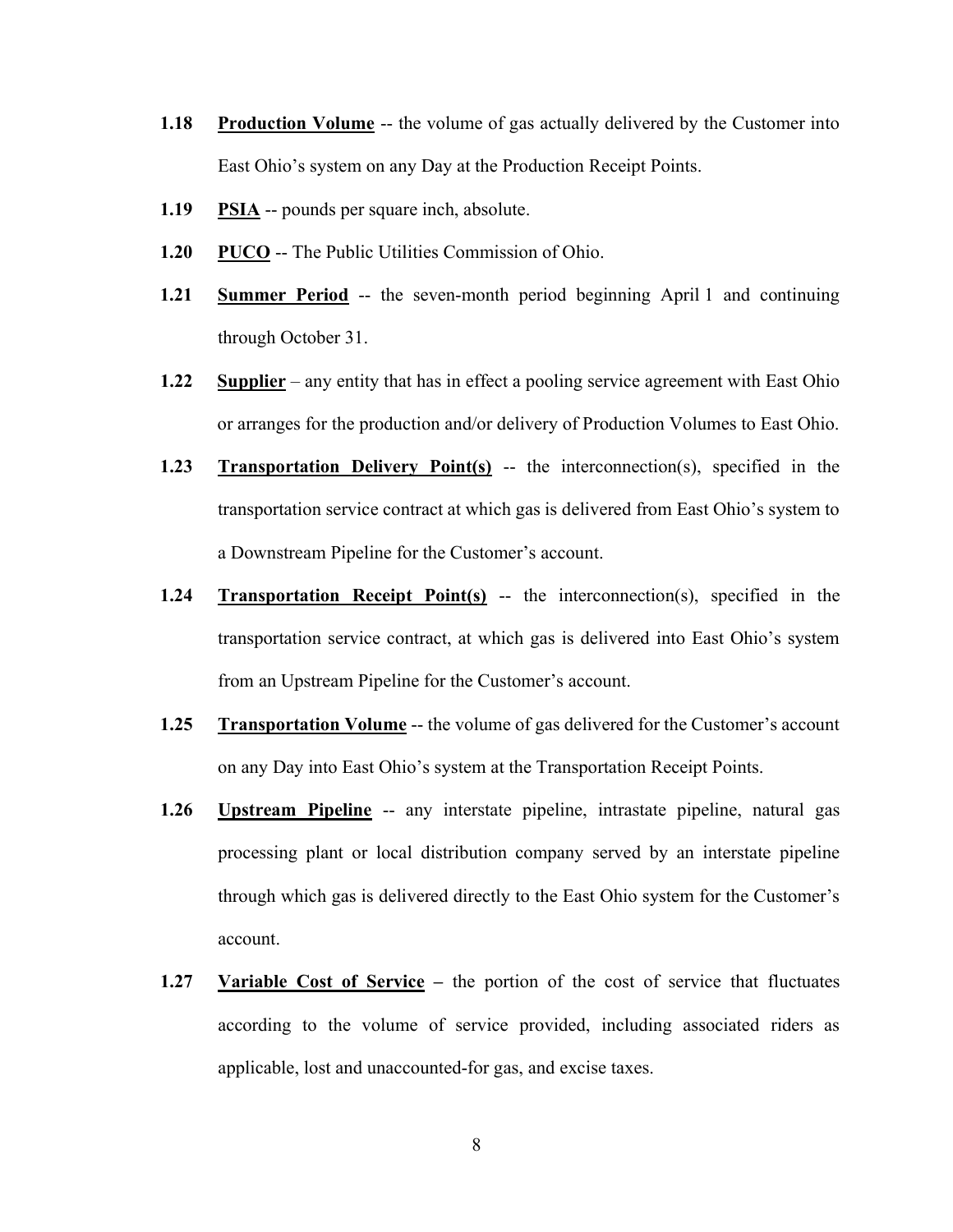**1.18** **<u>Production Volume</u>** -- the volume of gas actually delivered by the Customer into East Ohio's system on any Day at the Production Receipt Points.

**1.19** **<u>PSIA</u>** -- pounds per square inch, absolute.

**1.20** **<u>PUCO</u>** -- The Public Utilities Commission of Ohio.

**1.21** **<u>Summer Period</u>** -- the seven-month period beginning April 1 and continuing through October 31.

**1.22** **<u>Supplier</u>** – any entity that has in effect a pooling service agreement with East Ohio or arranges for the production and/or delivery of Production Volumes to East Ohio.

**1.23** **<u>Transportation Delivery Point(s)</u>** -- the interconnection(s), specified in the transportation service contract at which gas is delivered from East Ohio's system to a Downstream Pipeline for the Customer's account.

**1.24** **<u>Transportation Receipt Point(s)</u>** -- the interconnection(s), specified in the transportation service contract, at which gas is delivered into East Ohio's system from an Upstream Pipeline for the Customer's account.

**1.25** **<u>Transportation Volume</u>** -- the volume of gas delivered for the Customer's account on any Day into East Ohio's system at the Transportation Receipt Points.

**1.26** **<u>Upstream Pipeline</u>** -- any interstate pipeline, intrastate pipeline, natural gas processing plant or local distribution company served by an interstate pipeline through which gas is delivered directly to the East Ohio system for the Customer's account.

**1.27** **<u>Variable Cost of Service</u>** **–** the portion of the cost of service that fluctuates according to the volume of service provided, including associated riders as applicable, lost and unaccounted-for gas, and excise taxes.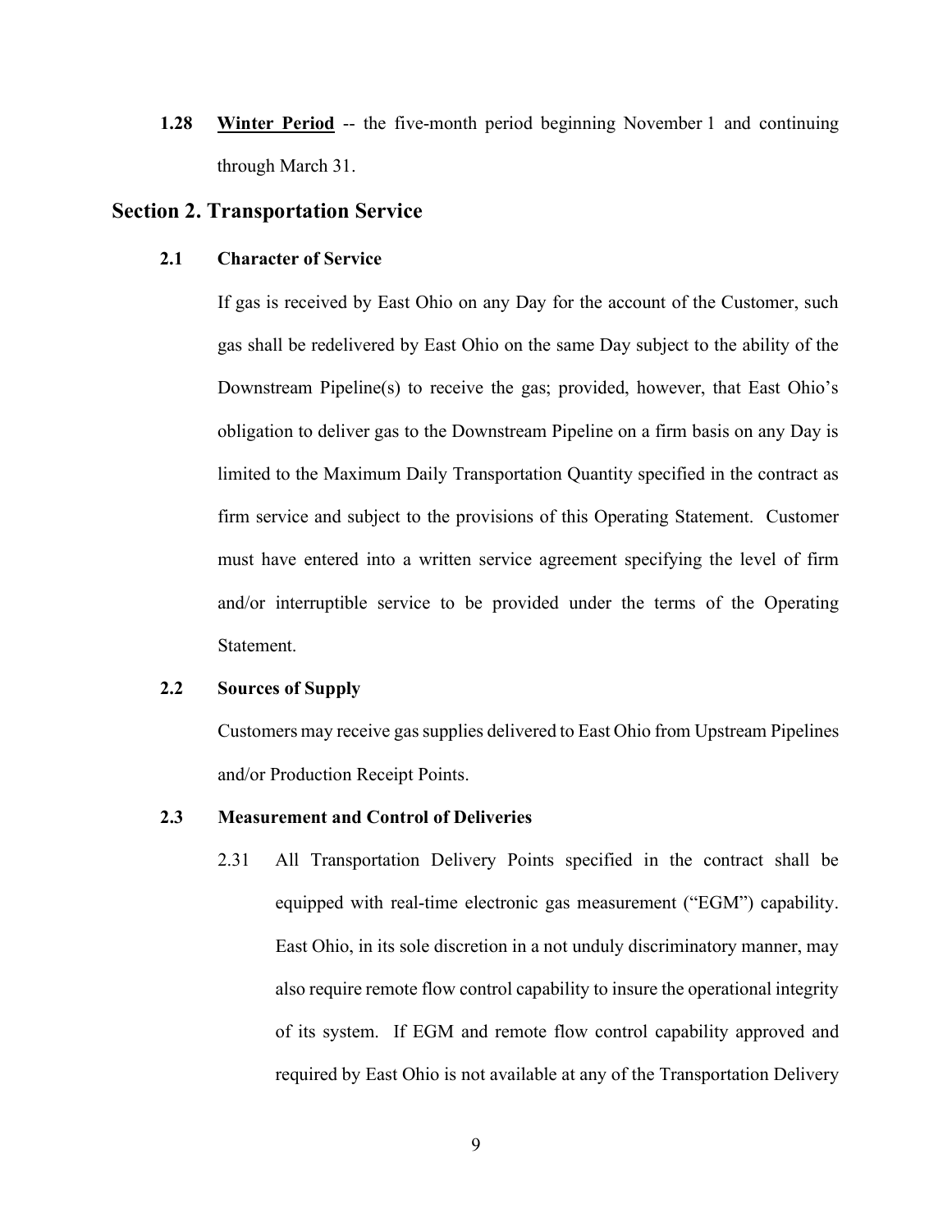**1.28** **<u>Winter Period</u>** -- the five-month period beginning November 1 and continuing through March 31.

## Section 2. Transportation Service

### 2.1 Character of Service

If gas is received by East Ohio on any Day for the account of the Customer, such gas shall be redelivered by East Ohio on the same Day subject to the ability of the Downstream Pipeline(s) to receive the gas; provided, however, that East Ohio's obligation to deliver gas to the Downstream Pipeline on a firm basis on any Day is limited to the Maximum Daily Transportation Quantity specified in the contract as firm service and subject to the provisions of this Operating Statement. Customer must have entered into a written service agreement specifying the level of firm and/or interruptible service to be provided under the terms of the Operating Statement.

### 2.2 Sources of Supply

Customers may receive gas supplies delivered to East Ohio from Upstream Pipelines and/or Production Receipt Points.

### 2.3 Measurement and Control of Deliveries

2.31 All Transportation Delivery Points specified in the contract shall be equipped with real-time electronic gas measurement ("EGM") capability. East Ohio, in its sole discretion in a not unduly discriminatory manner, may also require remote flow control capability to insure the operational integrity of its system. If EGM and remote flow control capability approved and required by East Ohio is not available at any of the Transportation Delivery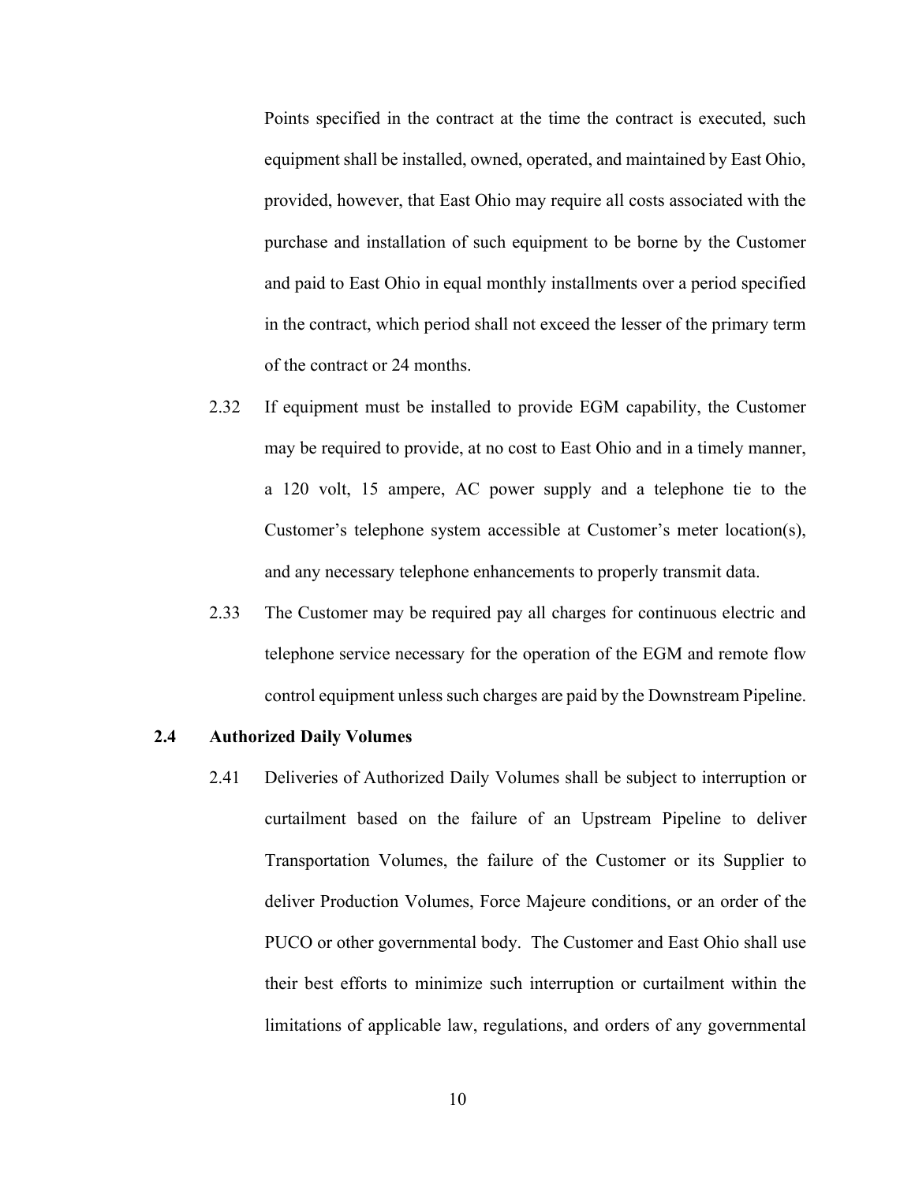Points specified in the contract at the time the contract is executed, such equipment shall be installed, owned, operated, and maintained by East Ohio, provided, however, that East Ohio may require all costs associated with the purchase and installation of such equipment to be borne by the Customer and paid to East Ohio in equal monthly installments over a period specified in the contract, which period shall not exceed the lesser of the primary term of the contract or 24 months.

2.32 If equipment must be installed to provide EGM capability, the Customer may be required to provide, at no cost to East Ohio and in a timely manner, a 120 volt, 15 ampere, AC power supply and a telephone tie to the Customer's telephone system accessible at Customer's meter location(s), and any necessary telephone enhancements to properly transmit data.

2.33 The Customer may be required pay all charges for continuous electric and telephone service necessary for the operation of the EGM and remote flow control equipment unless such charges are paid by the Downstream Pipeline.

**2.4 Authorized Daily Volumes**

2.41 Deliveries of Authorized Daily Volumes shall be subject to interruption or curtailment based on the failure of an Upstream Pipeline to deliver Transportation Volumes, the failure of the Customer or its Supplier to deliver Production Volumes, Force Majeure conditions, or an order of the PUCO or other governmental body. The Customer and East Ohio shall use their best efforts to minimize such interruption or curtailment within the limitations of applicable law, regulations, and orders of any governmental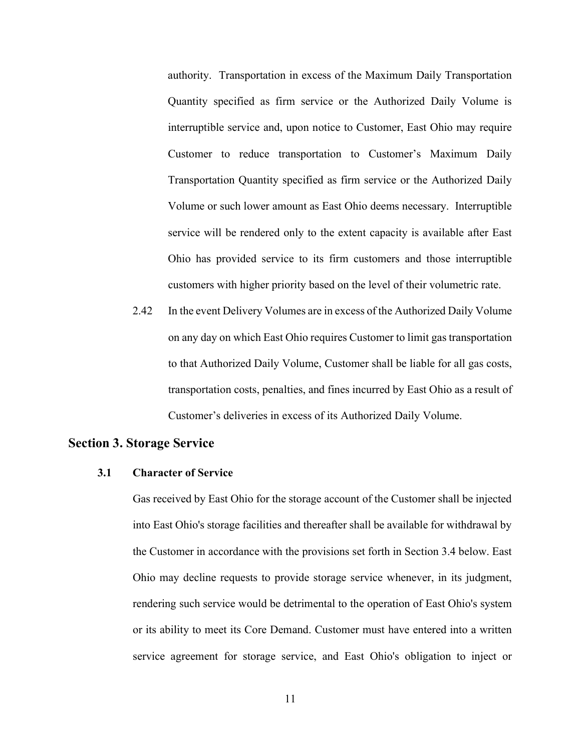authority. Transportation in excess of the Maximum Daily Transportation Quantity specified as firm service or the Authorized Daily Volume is interruptible service and, upon notice to Customer, East Ohio may require Customer to reduce transportation to Customer's Maximum Daily Transportation Quantity specified as firm service or the Authorized Daily Volume or such lower amount as East Ohio deems necessary. Interruptible service will be rendered only to the extent capacity is available after East Ohio has provided service to its firm customers and those interruptible customers with higher priority based on the level of their volumetric rate.

2.42 In the event Delivery Volumes are in excess of the Authorized Daily Volume on any day on which East Ohio requires Customer to limit gas transportation to that Authorized Daily Volume, Customer shall be liable for all gas costs, transportation costs, penalties, and fines incurred by East Ohio as a result of Customer's deliveries in excess of its Authorized Daily Volume.

## Section 3. Storage Service

### 3.1 Character of Service

Gas received by East Ohio for the storage account of the Customer shall be injected into East Ohio's storage facilities and thereafter shall be available for withdrawal by the Customer in accordance with the provisions set forth in Section 3.4 below. East Ohio may decline requests to provide storage service whenever, in its judgment, rendering such service would be detrimental to the operation of East Ohio's system or its ability to meet its Core Demand. Customer must have entered into a written service agreement for storage service, and East Ohio's obligation to inject or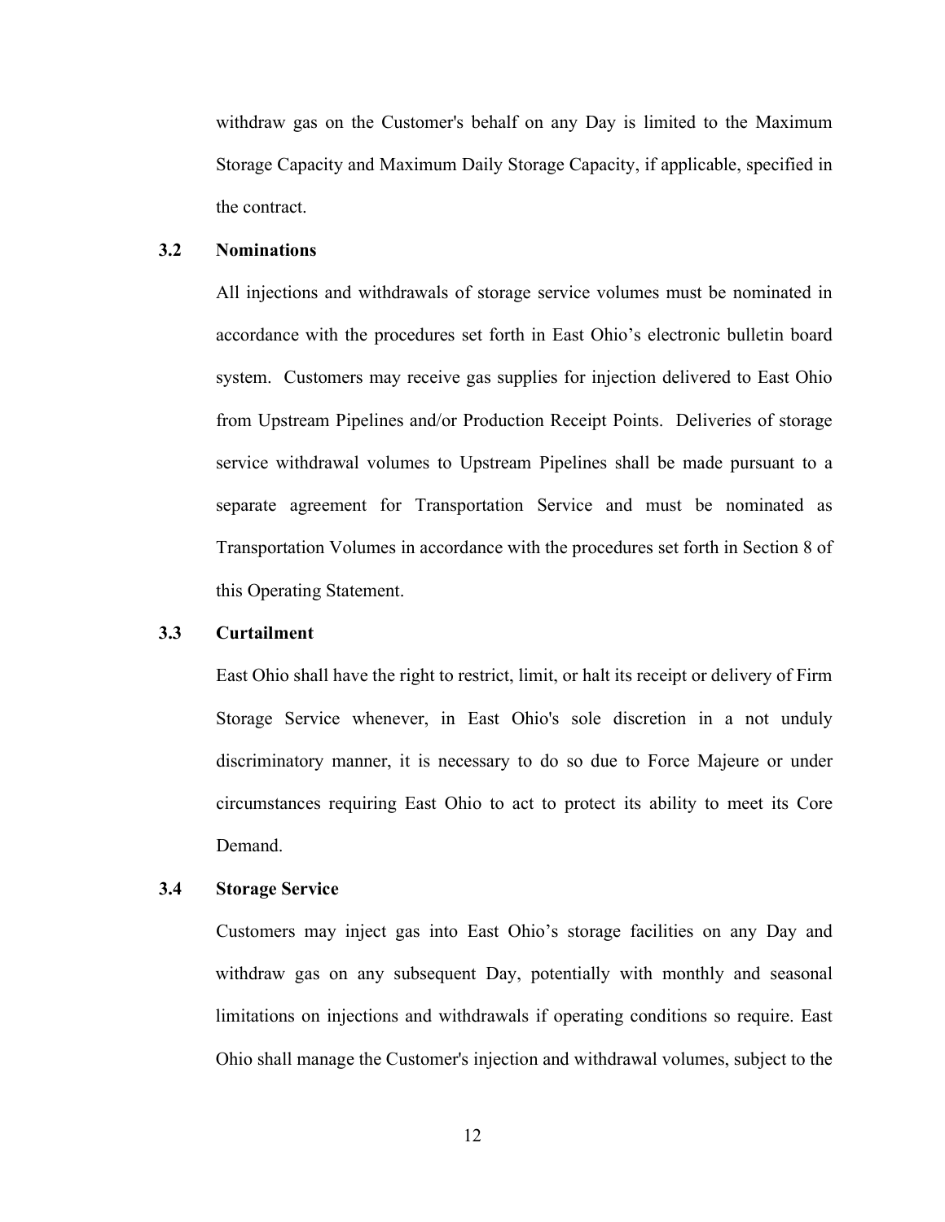withdraw gas on the Customer's behalf on any Day is limited to the Maximum Storage Capacity and Maximum Daily Storage Capacity, if applicable, specified in the contract.

### 3.2 Nominations

All injections and withdrawals of storage service volumes must be nominated in accordance with the procedures set forth in East Ohio’s electronic bulletin board system. Customers may receive gas supplies for injection delivered to East Ohio from Upstream Pipelines and/or Production Receipt Points. Deliveries of storage service withdrawal volumes to Upstream Pipelines shall be made pursuant to a separate agreement for Transportation Service and must be nominated as Transportation Volumes in accordance with the procedures set forth in Section 8 of this Operating Statement.

### 3.3 Curtailment

East Ohio shall have the right to restrict, limit, or halt its receipt or delivery of Firm Storage Service whenever, in East Ohio's sole discretion in a not unduly discriminatory manner, it is necessary to do so due to Force Majeure or under circumstances requiring East Ohio to act to protect its ability to meet its Core Demand.

### 3.4 Storage Service

Customers may inject gas into East Ohio’s storage facilities on any Day and withdraw gas on any subsequent Day, potentially with monthly and seasonal limitations on injections and withdrawals if operating conditions so require. East Ohio shall manage the Customer's injection and withdrawal volumes, subject to the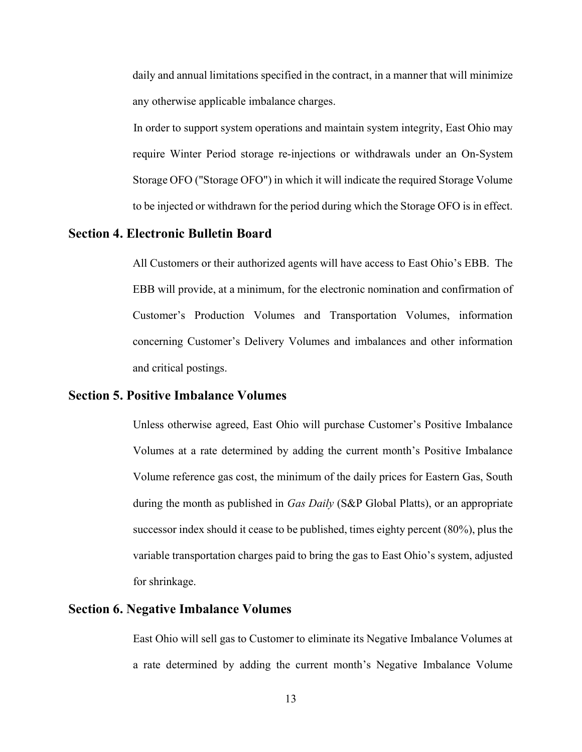daily and annual limitations specified in the contract, in a manner that will minimize any otherwise applicable imbalance charges.

In order to support system operations and maintain system integrity, East Ohio may require Winter Period storage re-injections or withdrawals under an On-System Storage OFO ("Storage OFO") in which it will indicate the required Storage Volume to be injected or withdrawn for the period during which the Storage OFO is in effect.

## Section 4. Electronic Bulletin Board

All Customers or their authorized agents will have access to East Ohio's EBB. The EBB will provide, at a minimum, for the electronic nomination and confirmation of Customer's Production Volumes and Transportation Volumes, information concerning Customer's Delivery Volumes and imbalances and other information and critical postings.

## Section 5. Positive Imbalance Volumes

Unless otherwise agreed, East Ohio will purchase Customer's Positive Imbalance Volumes at a rate determined by adding the current month's Positive Imbalance Volume reference gas cost, the minimum of the daily prices for Eastern Gas, South during the month as published in *Gas Daily* (S&P Global Platts), or an appropriate successor index should it cease to be published, times eighty percent (80%), plus the variable transportation charges paid to bring the gas to East Ohio's system, adjusted for shrinkage.

## Section 6. Negative Imbalance Volumes

East Ohio will sell gas to Customer to eliminate its Negative Imbalance Volumes at a rate determined by adding the current month's Negative Imbalance Volume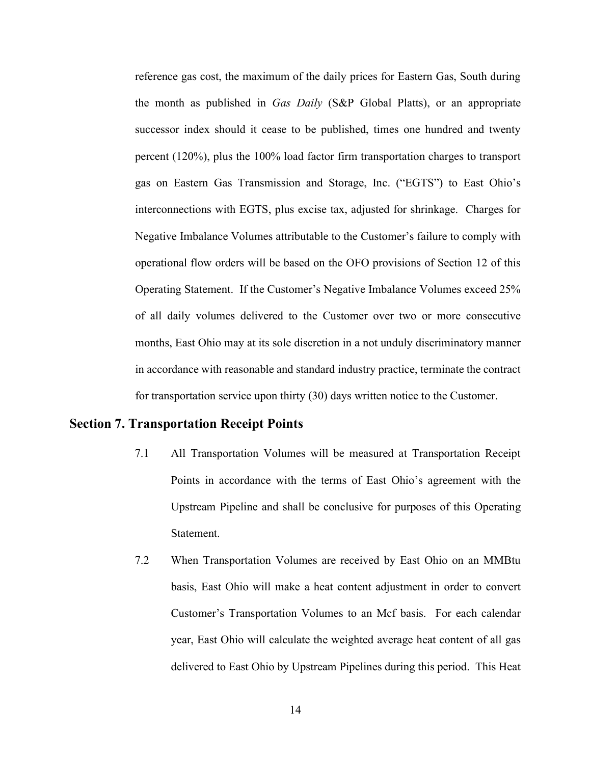reference gas cost, the maximum of the daily prices for Eastern Gas, South during the month as published in *Gas Daily* (S&P Global Platts), or an appropriate successor index should it cease to be published, times one hundred and twenty percent (120%), plus the 100% load factor firm transportation charges to transport gas on Eastern Gas Transmission and Storage, Inc. ("EGTS") to East Ohio's interconnections with EGTS, plus excise tax, adjusted for shrinkage. Charges for Negative Imbalance Volumes attributable to the Customer's failure to comply with operational flow orders will be based on the OFO provisions of Section 12 of this Operating Statement. If the Customer's Negative Imbalance Volumes exceed 25% of all daily volumes delivered to the Customer over two or more consecutive months, East Ohio may at its sole discretion in a not unduly discriminatory manner in accordance with reasonable and standard industry practice, terminate the contract for transportation service upon thirty (30) days written notice to the Customer.

## Section 7. Transportation Receipt Points

7.1 All Transportation Volumes will be measured at Transportation Receipt Points in accordance with the terms of East Ohio's agreement with the Upstream Pipeline and shall be conclusive for purposes of this Operating Statement.

7.2 When Transportation Volumes are received by East Ohio on an MMBtu basis, East Ohio will make a heat content adjustment in order to convert Customer's Transportation Volumes to an Mcf basis. For each calendar year, East Ohio will calculate the weighted average heat content of all gas delivered to East Ohio by Upstream Pipelines during this period. This Heat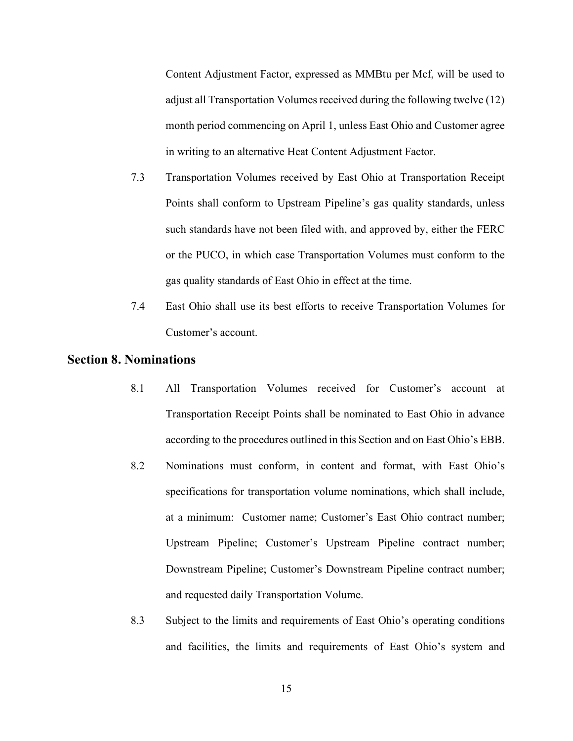Content Adjustment Factor, expressed as MMBtu per Mcf, will be used to adjust all Transportation Volumes received during the following twelve (12) month period commencing on April 1, unless East Ohio and Customer agree in writing to an alternative Heat Content Adjustment Factor.

7.3 Transportation Volumes received by East Ohio at Transportation Receipt Points shall conform to Upstream Pipeline's gas quality standards, unless such standards have not been filed with, and approved by, either the FERC or the PUCO, in which case Transportation Volumes must conform to the gas quality standards of East Ohio in effect at the time.

7.4 East Ohio shall use its best efforts to receive Transportation Volumes for Customer's account.

## Section 8. Nominations

8.1 All Transportation Volumes received for Customer's account at Transportation Receipt Points shall be nominated to East Ohio in advance according to the procedures outlined in this Section and on East Ohio's EBB.

8.2 Nominations must conform, in content and format, with East Ohio's specifications for transportation volume nominations, which shall include, at a minimum: Customer name; Customer's East Ohio contract number; Upstream Pipeline; Customer's Upstream Pipeline contract number; Downstream Pipeline; Customer's Downstream Pipeline contract number; and requested daily Transportation Volume.

8.3 Subject to the limits and requirements of East Ohio's operating conditions and facilities, the limits and requirements of East Ohio's system and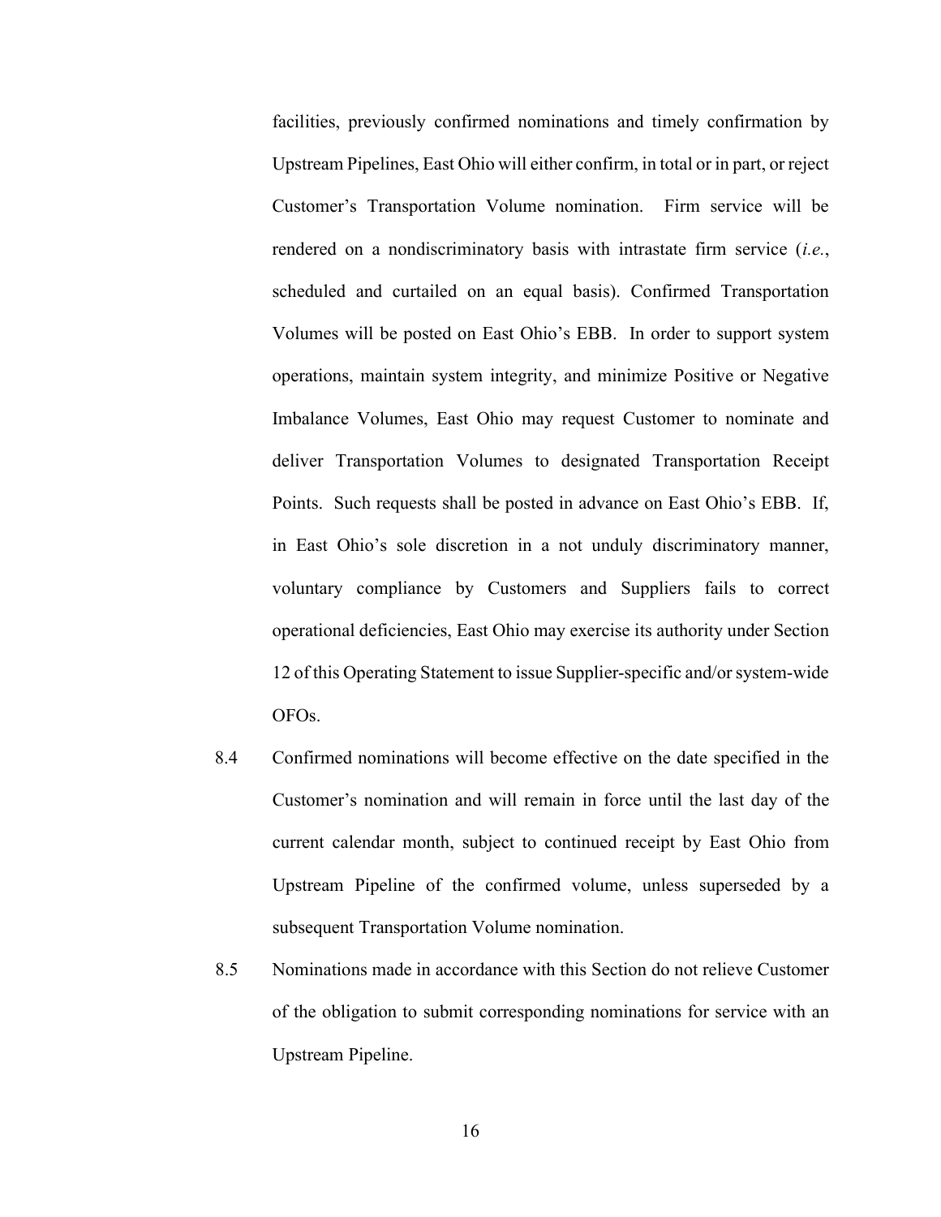facilities, previously confirmed nominations and timely confirmation by Upstream Pipelines, East Ohio will either confirm, in total or in part, or reject Customer's Transportation Volume nomination. Firm service will be rendered on a nondiscriminatory basis with intrastate firm service (*i.e.*, scheduled and curtailed on an equal basis). Confirmed Transportation Volumes will be posted on East Ohio's EBB. In order to support system operations, maintain system integrity, and minimize Positive or Negative Imbalance Volumes, East Ohio may request Customer to nominate and deliver Transportation Volumes to designated Transportation Receipt Points. Such requests shall be posted in advance on East Ohio's EBB. If, in East Ohio's sole discretion in a not unduly discriminatory manner, voluntary compliance by Customers and Suppliers fails to correct operational deficiencies, East Ohio may exercise its authority under Section 12 of this Operating Statement to issue Supplier-specific and/or system-wide OFOs.

8.4 Confirmed nominations will become effective on the date specified in the Customer's nomination and will remain in force until the last day of the current calendar month, subject to continued receipt by East Ohio from Upstream Pipeline of the confirmed volume, unless superseded by a subsequent Transportation Volume nomination.

8.5 Nominations made in accordance with this Section do not relieve Customer of the obligation to submit corresponding nominations for service with an Upstream Pipeline.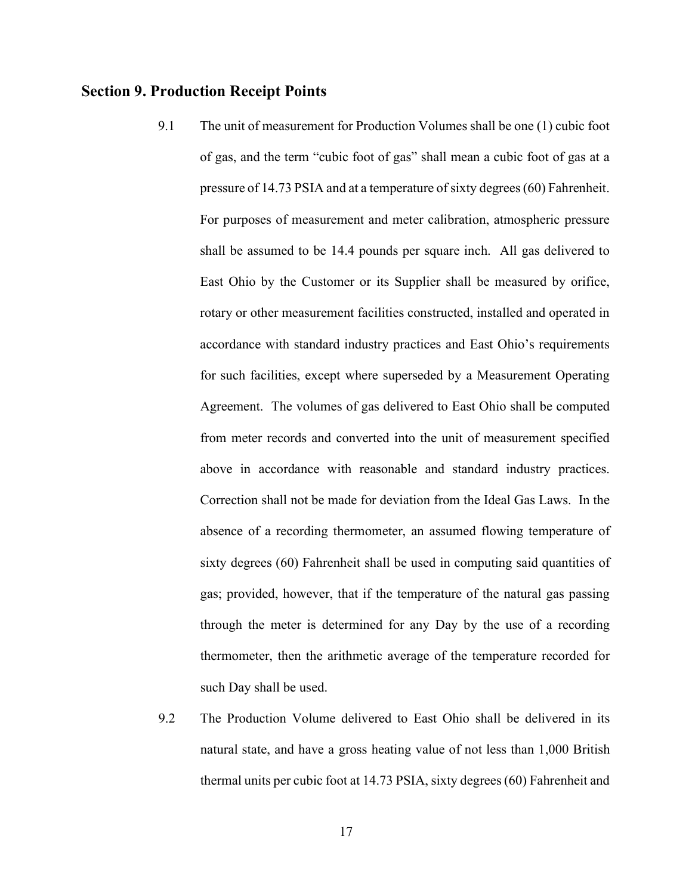## Section 9. Production Receipt Points

9.1 The unit of measurement for Production Volumes shall be one (1) cubic foot of gas, and the term "cubic foot of gas" shall mean a cubic foot of gas at a pressure of 14.73 PSIA and at a temperature of sixty degrees (60) Fahrenheit. For purposes of measurement and meter calibration, atmospheric pressure shall be assumed to be 14.4 pounds per square inch. All gas delivered to East Ohio by the Customer or its Supplier shall be measured by orifice, rotary or other measurement facilities constructed, installed and operated in accordance with standard industry practices and East Ohio's requirements for such facilities, except where superseded by a Measurement Operating Agreement. The volumes of gas delivered to East Ohio shall be computed from meter records and converted into the unit of measurement specified above in accordance with reasonable and standard industry practices. Correction shall not be made for deviation from the Ideal Gas Laws. In the absence of a recording thermometer, an assumed flowing temperature of sixty degrees (60) Fahrenheit shall be used in computing said quantities of gas; provided, however, that if the temperature of the natural gas passing through the meter is determined for any Day by the use of a recording thermometer, then the arithmetic average of the temperature recorded for such Day shall be used.

9.2 The Production Volume delivered to East Ohio shall be delivered in its natural state, and have a gross heating value of not less than 1,000 British thermal units per cubic foot at 14.73 PSIA, sixty degrees (60) Fahrenheit and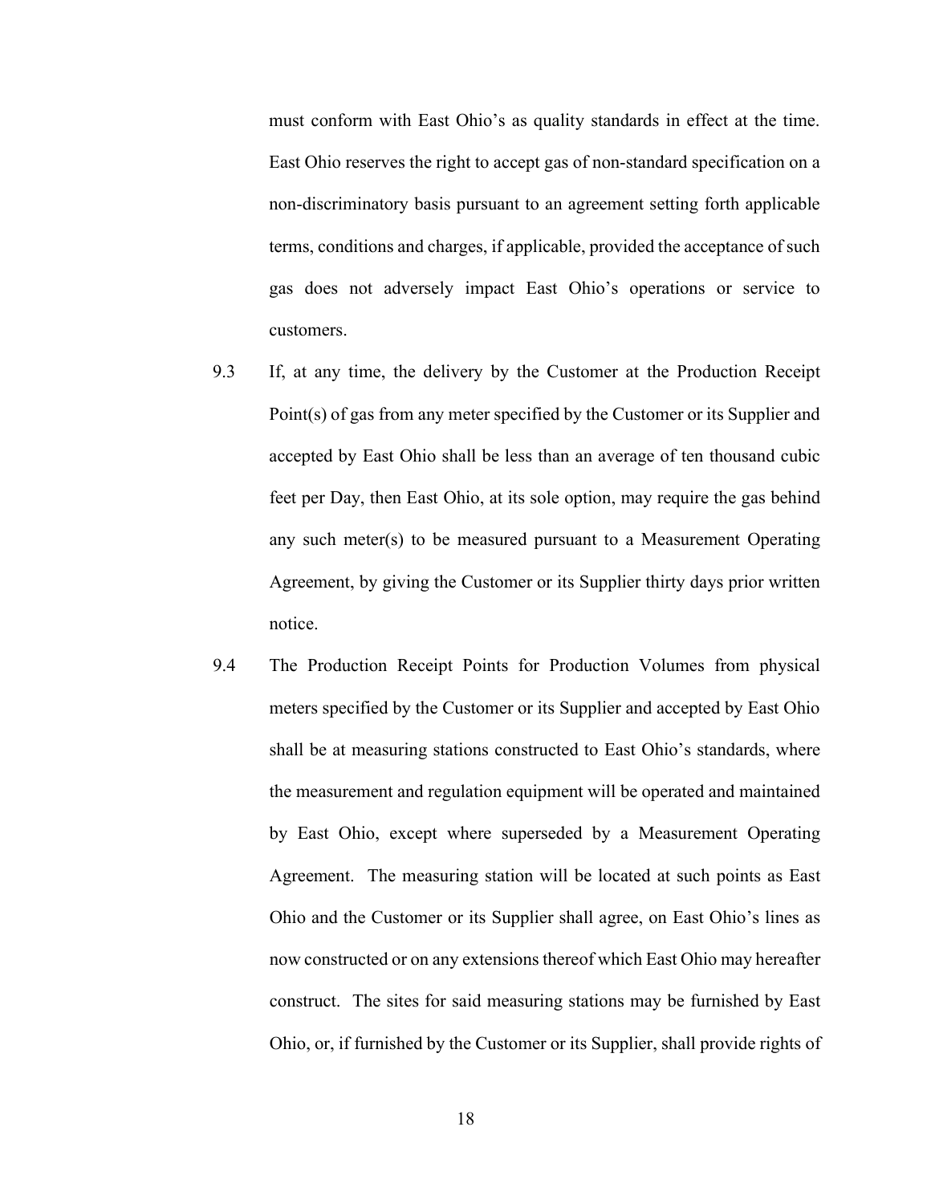must conform with East Ohio's as quality standards in effect at the time. East Ohio reserves the right to accept gas of non-standard specification on a non-discriminatory basis pursuant to an agreement setting forth applicable terms, conditions and charges, if applicable, provided the acceptance of such gas does not adversely impact East Ohio's operations or service to customers.

9.3 If, at any time, the delivery by the Customer at the Production Receipt Point(s) of gas from any meter specified by the Customer or its Supplier and accepted by East Ohio shall be less than an average of ten thousand cubic feet per Day, then East Ohio, at its sole option, may require the gas behind any such meter(s) to be measured pursuant to a Measurement Operating Agreement, by giving the Customer or its Supplier thirty days prior written notice.

9.4 The Production Receipt Points for Production Volumes from physical meters specified by the Customer or its Supplier and accepted by East Ohio shall be at measuring stations constructed to East Ohio's standards, where the measurement and regulation equipment will be operated and maintained by East Ohio, except where superseded by a Measurement Operating Agreement. The measuring station will be located at such points as East Ohio and the Customer or its Supplier shall agree, on East Ohio's lines as now constructed or on any extensions thereof which East Ohio may hereafter construct. The sites for said measuring stations may be furnished by East Ohio, or, if furnished by the Customer or its Supplier, shall provide rights of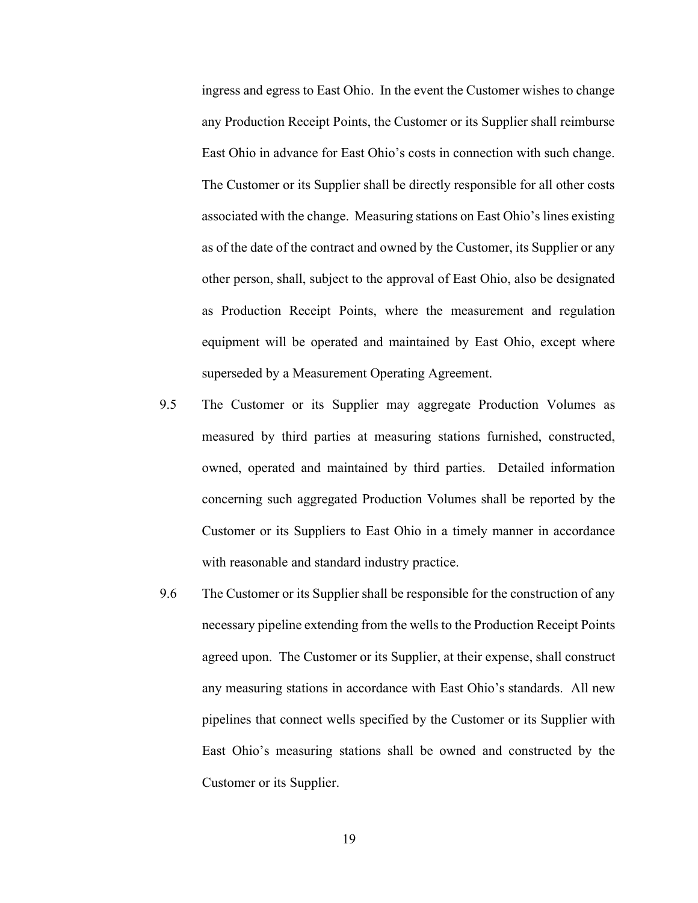ingress and egress to East Ohio. In the event the Customer wishes to change any Production Receipt Points, the Customer or its Supplier shall reimburse East Ohio in advance for East Ohio's costs in connection with such change. The Customer or its Supplier shall be directly responsible for all other costs associated with the change. Measuring stations on East Ohio's lines existing as of the date of the contract and owned by the Customer, its Supplier or any other person, shall, subject to the approval of East Ohio, also be designated as Production Receipt Points, where the measurement and regulation equipment will be operated and maintained by East Ohio, except where superseded by a Measurement Operating Agreement.

9.5 The Customer or its Supplier may aggregate Production Volumes as measured by third parties at measuring stations furnished, constructed, owned, operated and maintained by third parties. Detailed information concerning such aggregated Production Volumes shall be reported by the Customer or its Suppliers to East Ohio in a timely manner in accordance with reasonable and standard industry practice.

9.6 The Customer or its Supplier shall be responsible for the construction of any necessary pipeline extending from the wells to the Production Receipt Points agreed upon. The Customer or its Supplier, at their expense, shall construct any measuring stations in accordance with East Ohio's standards. All new pipelines that connect wells specified by the Customer or its Supplier with East Ohio's measuring stations shall be owned and constructed by the Customer or its Supplier.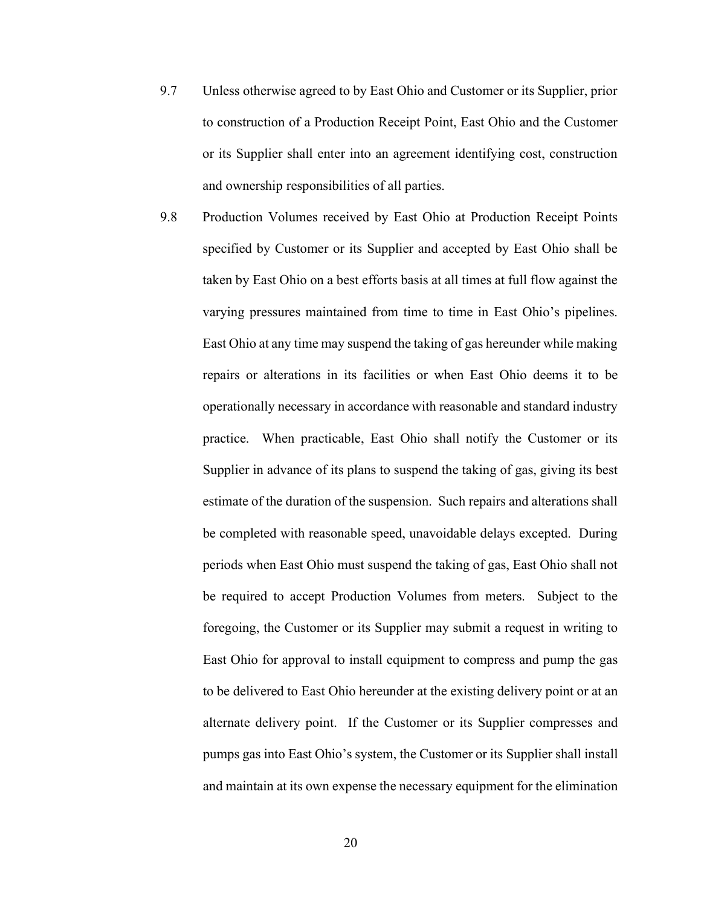9.7 Unless otherwise agreed to by East Ohio and Customer or its Supplier, prior to construction of a Production Receipt Point, East Ohio and the Customer or its Supplier shall enter into an agreement identifying cost, construction and ownership responsibilities of all parties.

9.8 Production Volumes received by East Ohio at Production Receipt Points specified by Customer or its Supplier and accepted by East Ohio shall be taken by East Ohio on a best efforts basis at all times at full flow against the varying pressures maintained from time to time in East Ohio's pipelines. East Ohio at any time may suspend the taking of gas hereunder while making repairs or alterations in its facilities or when East Ohio deems it to be operationally necessary in accordance with reasonable and standard industry practice. When practicable, East Ohio shall notify the Customer or its Supplier in advance of its plans to suspend the taking of gas, giving its best estimate of the duration of the suspension. Such repairs and alterations shall be completed with reasonable speed, unavoidable delays excepted. During periods when East Ohio must suspend the taking of gas, East Ohio shall not be required to accept Production Volumes from meters. Subject to the foregoing, the Customer or its Supplier may submit a request in writing to East Ohio for approval to install equipment to compress and pump the gas to be delivered to East Ohio hereunder at the existing delivery point or at an alternate delivery point. If the Customer or its Supplier compresses and pumps gas into East Ohio's system, the Customer or its Supplier shall install and maintain at its own expense the necessary equipment for the elimination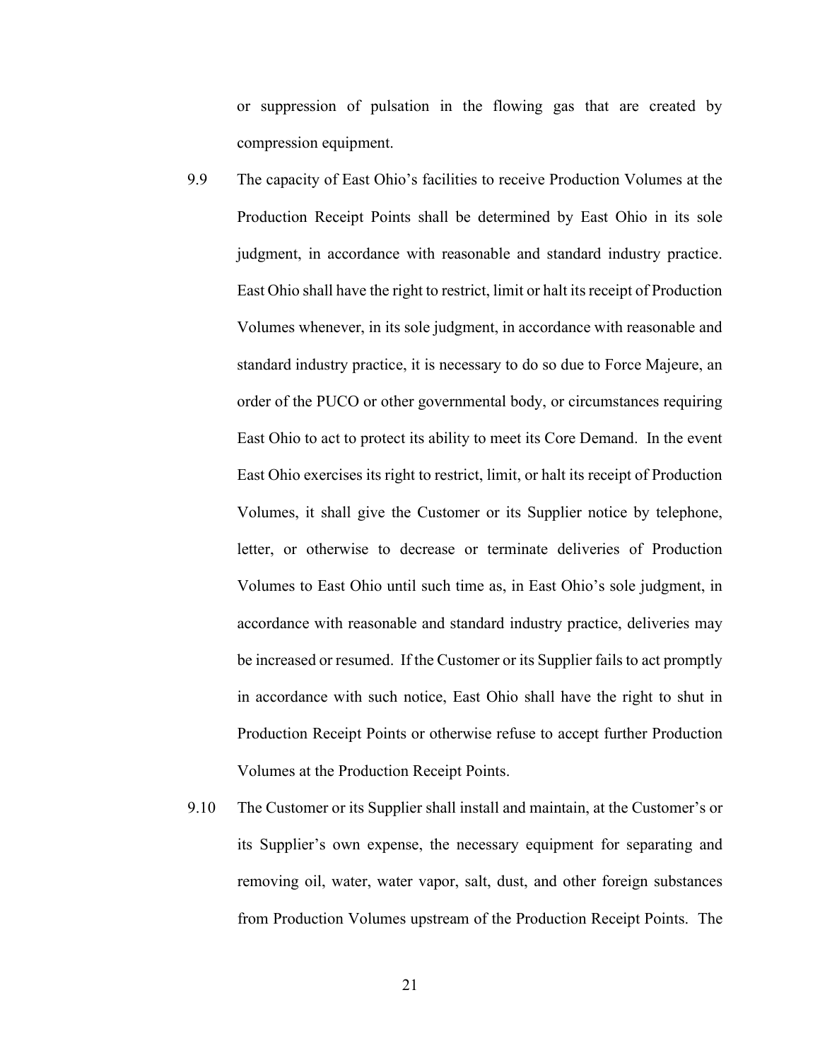or suppression of pulsation in the flowing gas that are created by compression equipment.

9.9 The capacity of East Ohio's facilities to receive Production Volumes at the Production Receipt Points shall be determined by East Ohio in its sole judgment, in accordance with reasonable and standard industry practice. East Ohio shall have the right to restrict, limit or halt its receipt of Production Volumes whenever, in its sole judgment, in accordance with reasonable and standard industry practice, it is necessary to do so due to Force Majeure, an order of the PUCO or other governmental body, or circumstances requiring East Ohio to act to protect its ability to meet its Core Demand. In the event East Ohio exercises its right to restrict, limit, or halt its receipt of Production Volumes, it shall give the Customer or its Supplier notice by telephone, letter, or otherwise to decrease or terminate deliveries of Production Volumes to East Ohio until such time as, in East Ohio's sole judgment, in accordance with reasonable and standard industry practice, deliveries may be increased or resumed. If the Customer or its Supplier fails to act promptly in accordance with such notice, East Ohio shall have the right to shut in Production Receipt Points or otherwise refuse to accept further Production Volumes at the Production Receipt Points.

9.10 The Customer or its Supplier shall install and maintain, at the Customer's or its Supplier's own expense, the necessary equipment for separating and removing oil, water, water vapor, salt, dust, and other foreign substances from Production Volumes upstream of the Production Receipt Points. The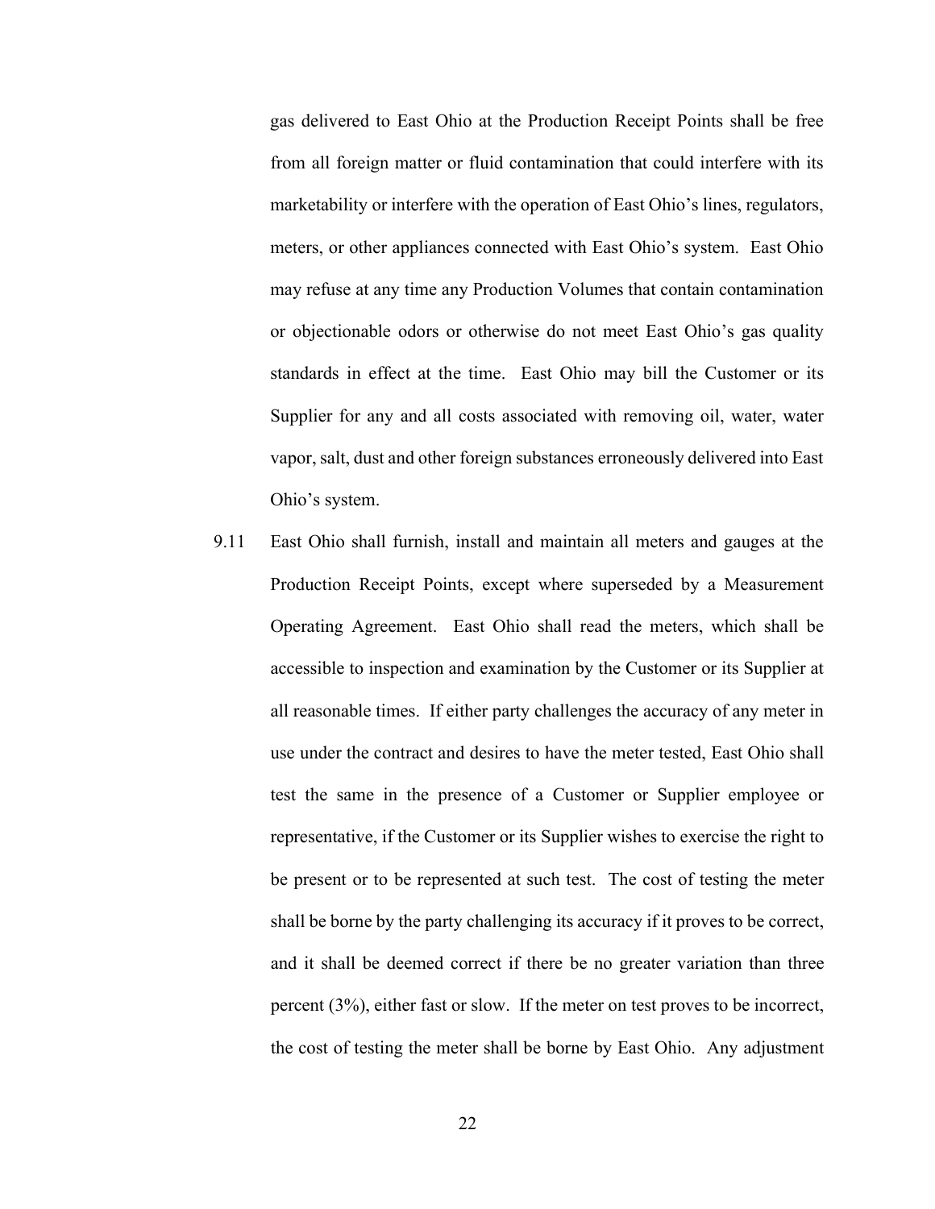gas delivered to East Ohio at the Production Receipt Points shall be free from all foreign matter or fluid contamination that could interfere with its marketability or interfere with the operation of East Ohio's lines, regulators, meters, or other appliances connected with East Ohio's system. East Ohio may refuse at any time any Production Volumes that contain contamination or objectionable odors or otherwise do not meet East Ohio's gas quality standards in effect at the time. East Ohio may bill the Customer or its Supplier for any and all costs associated with removing oil, water, water vapor, salt, dust and other foreign substances erroneously delivered into East Ohio's system.

9.11 East Ohio shall furnish, install and maintain all meters and gauges at the Production Receipt Points, except where superseded by a Measurement Operating Agreement. East Ohio shall read the meters, which shall be accessible to inspection and examination by the Customer or its Supplier at all reasonable times. If either party challenges the accuracy of any meter in use under the contract and desires to have the meter tested, East Ohio shall test the same in the presence of a Customer or Supplier employee or representative, if the Customer or its Supplier wishes to exercise the right to be present or to be represented at such test. The cost of testing the meter shall be borne by the party challenging its accuracy if it proves to be correct, and it shall be deemed correct if there be no greater variation than three percent (3%), either fast or slow. If the meter on test proves to be incorrect, the cost of testing the meter shall be borne by East Ohio. Any adjustment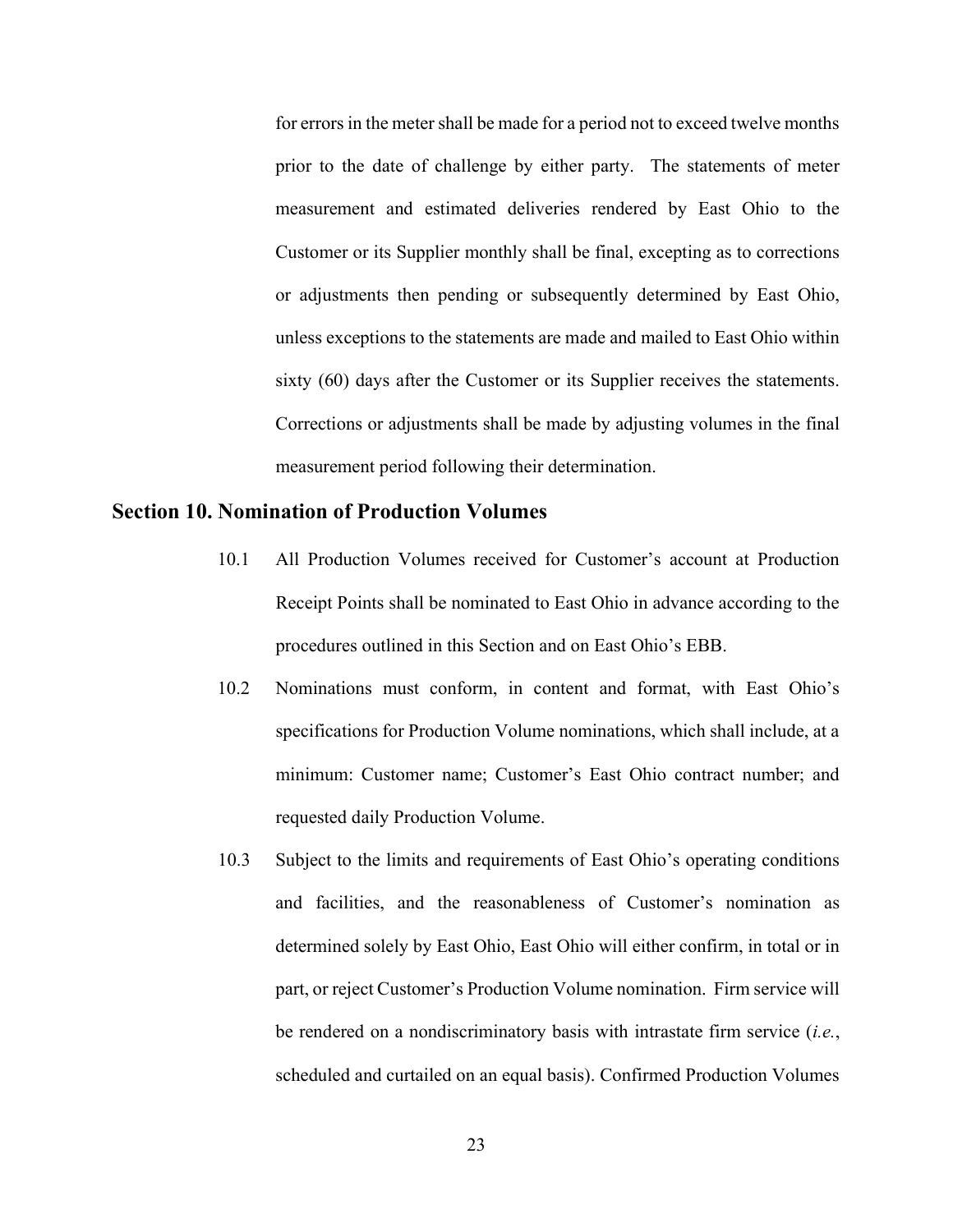for errors in the meter shall be made for a period not to exceed twelve months prior to the date of challenge by either party. The statements of meter measurement and estimated deliveries rendered by East Ohio to the Customer or its Supplier monthly shall be final, excepting as to corrections or adjustments then pending or subsequently determined by East Ohio, unless exceptions to the statements are made and mailed to East Ohio within sixty (60) days after the Customer or its Supplier receives the statements. Corrections or adjustments shall be made by adjusting volumes in the final measurement period following their determination.

## Section 10. Nomination of Production Volumes

10.1 All Production Volumes received for Customer's account at Production Receipt Points shall be nominated to East Ohio in advance according to the procedures outlined in this Section and on East Ohio's EBB.

10.2 Nominations must conform, in content and format, with East Ohio's specifications for Production Volume nominations, which shall include, at a minimum: Customer name; Customer's East Ohio contract number; and requested daily Production Volume.

10.3 Subject to the limits and requirements of East Ohio's operating conditions and facilities, and the reasonableness of Customer's nomination as determined solely by East Ohio, East Ohio will either confirm, in total or in part, or reject Customer's Production Volume nomination. Firm service will be rendered on a nondiscriminatory basis with intrastate firm service (*i.e.*, scheduled and curtailed on an equal basis). Confirmed Production Volumes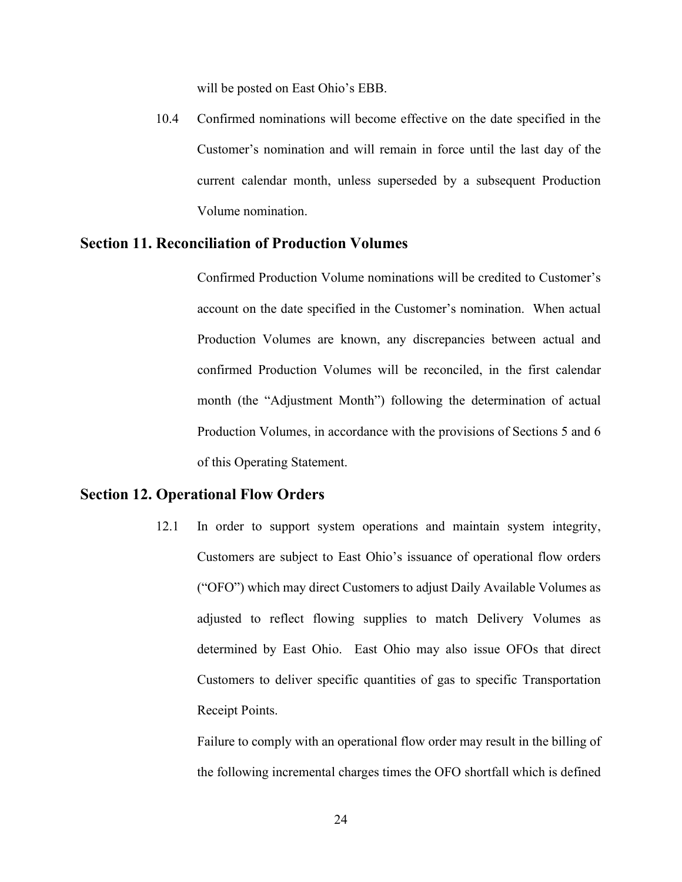will be posted on East Ohio's EBB.

10.4 Confirmed nominations will become effective on the date specified in the Customer's nomination and will remain in force until the last day of the current calendar month, unless superseded by a subsequent Production Volume nomination.

## Section 11. Reconciliation of Production Volumes

Confirmed Production Volume nominations will be credited to Customer's account on the date specified in the Customer's nomination. When actual Production Volumes are known, any discrepancies between actual and confirmed Production Volumes will be reconciled, in the first calendar month (the "Adjustment Month") following the determination of actual Production Volumes, in accordance with the provisions of Sections 5 and 6 of this Operating Statement.

## Section 12. Operational Flow Orders

12.1 In order to support system operations and maintain system integrity, Customers are subject to East Ohio's issuance of operational flow orders ("OFO") which may direct Customers to adjust Daily Available Volumes as adjusted to reflect flowing supplies to match Delivery Volumes as determined by East Ohio. East Ohio may also issue OFOs that direct Customers to deliver specific quantities of gas to specific Transportation Receipt Points.

Failure to comply with an operational flow order may result in the billing of the following incremental charges times the OFO shortfall which is defined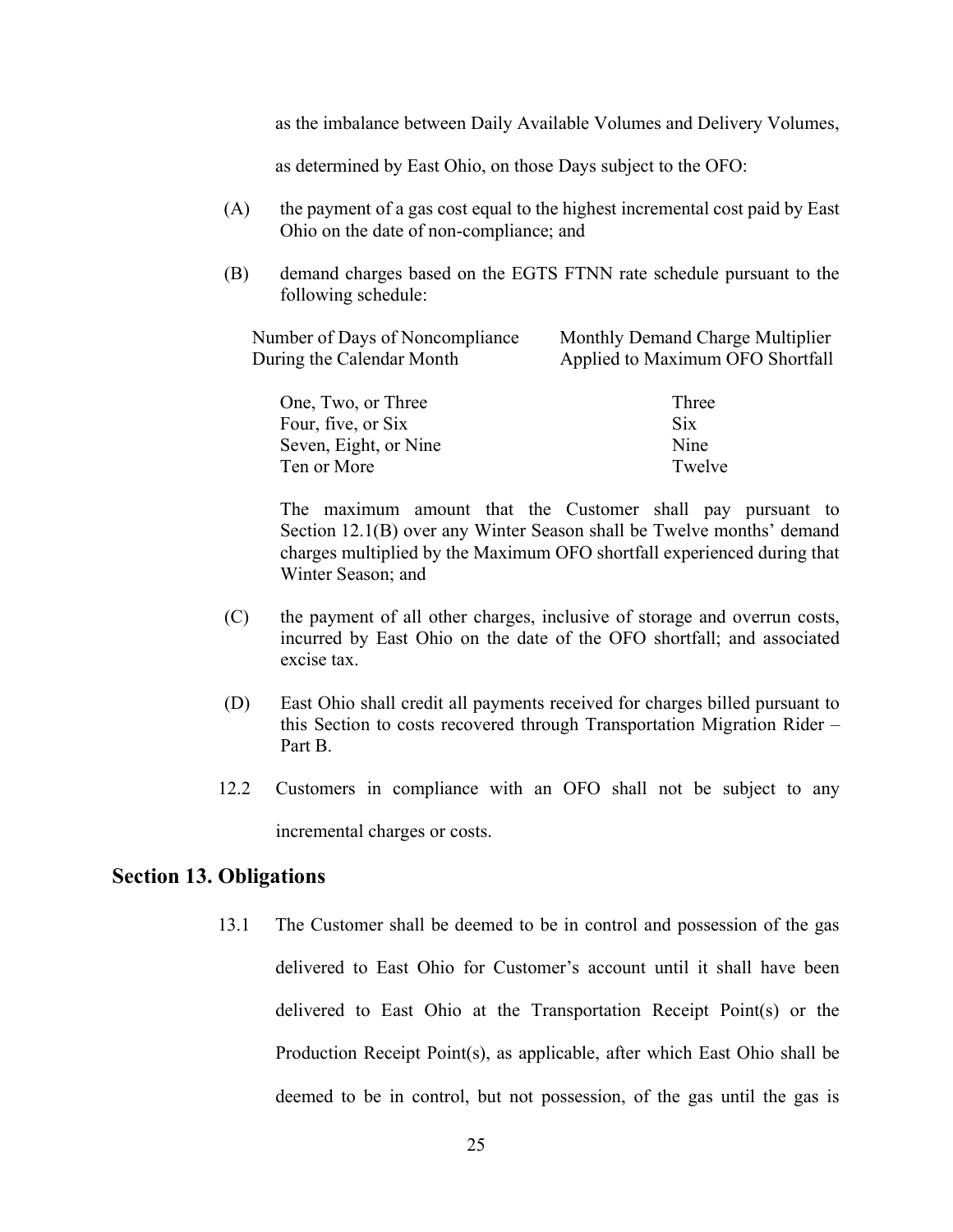as the imbalance between Daily Available Volumes and Delivery Volumes, as determined by East Ohio, on those Days subject to the OFO:

(A) the payment of a gas cost equal to the highest incremental cost paid by East Ohio on the date of non-compliance; and

(B) demand charges based on the EGTS FTNN rate schedule pursuant to the following schedule:

| Number of Days of Noncompliance During the Calendar Month | Monthly Demand Charge Multiplier Applied to Maximum OFO Shortfall |
|---|---|
| One, Two, or Three | Three |
| Four, five, or Six | Six |
| Seven, Eight, or Nine | Nine |
| Ten or More | Twelve |

The maximum amount that the Customer shall pay pursuant to Section 12.1(B) over any Winter Season shall be Twelve months' demand charges multiplied by the Maximum OFO shortfall experienced during that Winter Season; and

(C) the payment of all other charges, inclusive of storage and overrun costs, incurred by East Ohio on the date of the OFO shortfall; and associated excise tax.

(D) East Ohio shall credit all payments received for charges billed pursuant to this Section to costs recovered through Transportation Migration Rider – Part B.

12.2 Customers in compliance with an OFO shall not be subject to any incremental charges or costs.

## Section 13. Obligations

13.1 The Customer shall be deemed to be in control and possession of the gas delivered to East Ohio for Customer's account until it shall have been delivered to East Ohio at the Transportation Receipt Point(s) or the Production Receipt Point(s), as applicable, after which East Ohio shall be deemed to be in control, but not possession, of the gas until the gas is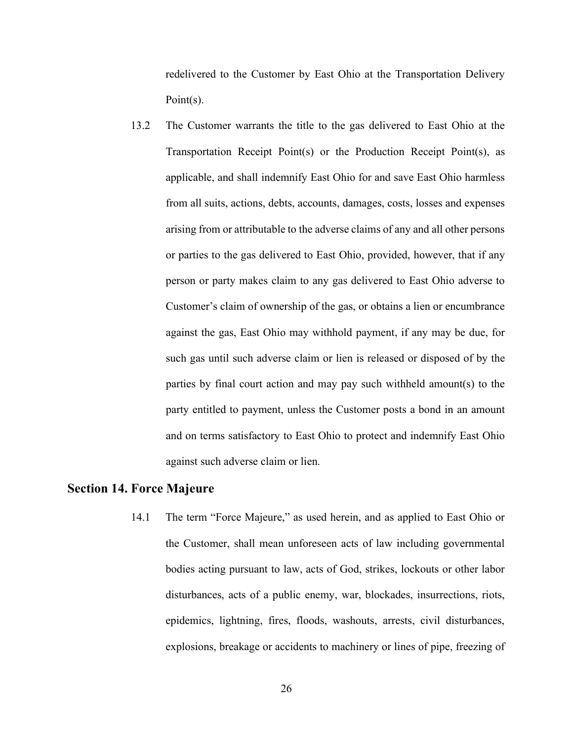redelivered to the Customer by East Ohio at the Transportation Delivery Point(s).

13.2 The Customer warrants the title to the gas delivered to East Ohio at the Transportation Receipt Point(s) or the Production Receipt Point(s), as applicable, and shall indemnify East Ohio for and save East Ohio harmless from all suits, actions, debts, accounts, damages, costs, losses and expenses arising from or attributable to the adverse claims of any and all other persons or parties to the gas delivered to East Ohio, provided, however, that if any person or party makes claim to any gas delivered to East Ohio adverse to Customer's claim of ownership of the gas, or obtains a lien or encumbrance against the gas, East Ohio may withhold payment, if any may be due, for such gas until such adverse claim or lien is released or disposed of by the parties by final court action and may pay such withheld amount(s) to the party entitled to payment, unless the Customer posts a bond in an amount and on terms satisfactory to East Ohio to protect and indemnify East Ohio against such adverse claim or lien.

## Section 14. Force Majeure

14.1 The term "Force Majeure," as used herein, and as applied to East Ohio or the Customer, shall mean unforeseen acts of law including governmental bodies acting pursuant to law, acts of God, strikes, lockouts or other labor disturbances, acts of a public enemy, war, blockades, insurrections, riots, epidemics, lightning, fires, floods, washouts, arrests, civil disturbances, explosions, breakage or accidents to machinery or lines of pipe, freezing of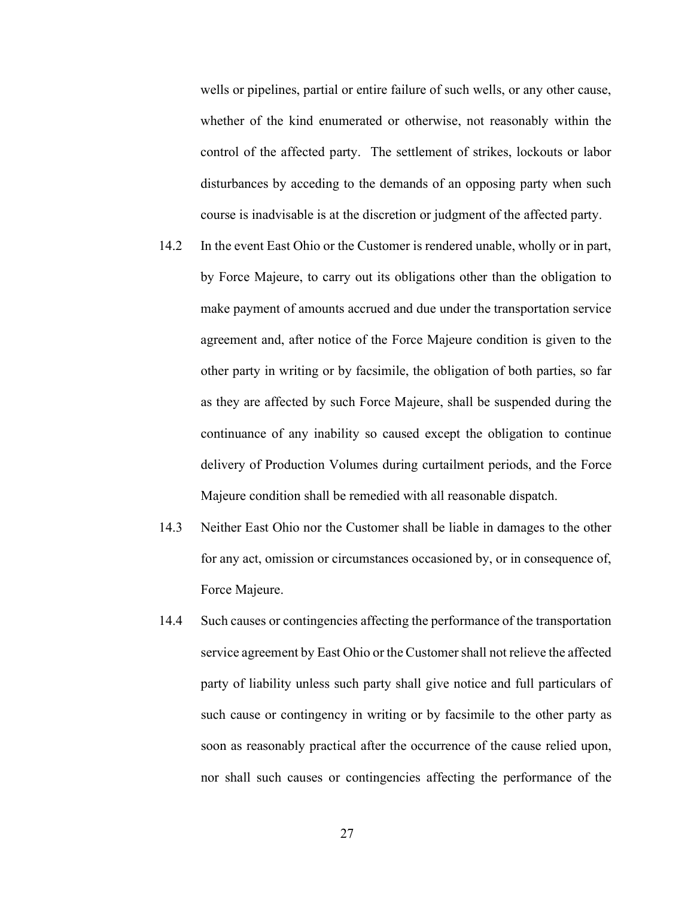wells or pipelines, partial or entire failure of such wells, or any other cause, whether of the kind enumerated or otherwise, not reasonably within the control of the affected party. The settlement of strikes, lockouts or labor disturbances by acceding to the demands of an opposing party when such course is inadvisable is at the discretion or judgment of the affected party.

14.2 In the event East Ohio or the Customer is rendered unable, wholly or in part, by Force Majeure, to carry out its obligations other than the obligation to make payment of amounts accrued and due under the transportation service agreement and, after notice of the Force Majeure condition is given to the other party in writing or by facsimile, the obligation of both parties, so far as they are affected by such Force Majeure, shall be suspended during the continuance of any inability so caused except the obligation to continue delivery of Production Volumes during curtailment periods, and the Force Majeure condition shall be remedied with all reasonable dispatch.

14.3 Neither East Ohio nor the Customer shall be liable in damages to the other for any act, omission or circumstances occasioned by, or in consequence of, Force Majeure.

14.4 Such causes or contingencies affecting the performance of the transportation service agreement by East Ohio or the Customer shall not relieve the affected party of liability unless such party shall give notice and full particulars of such cause or contingency in writing or by facsimile to the other party as soon as reasonably practical after the occurrence of the cause relied upon, nor shall such causes or contingencies affecting the performance of the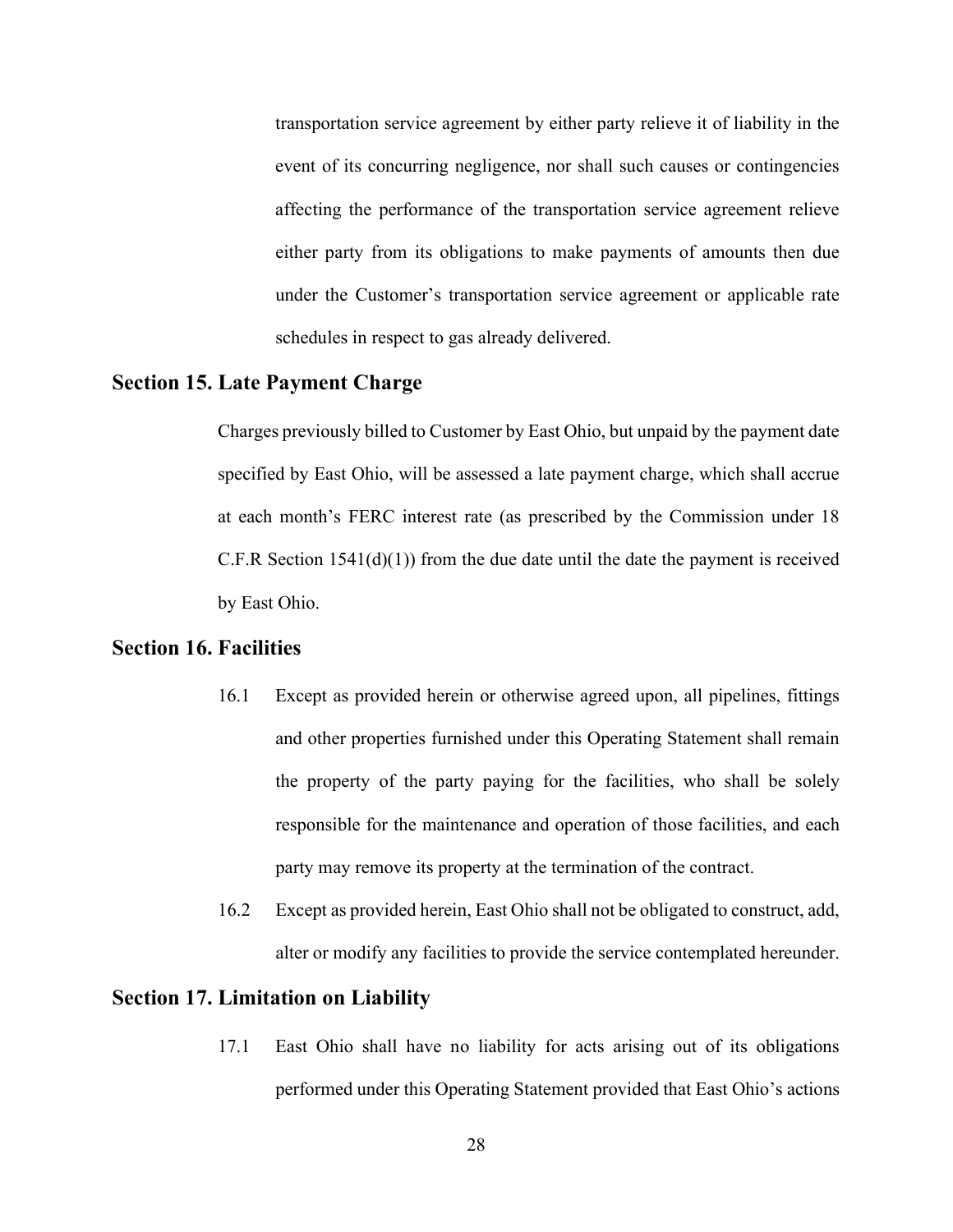transportation service agreement by either party relieve it of liability in the event of its concurring negligence, nor shall such causes or contingencies affecting the performance of the transportation service agreement relieve either party from its obligations to make payments of amounts then due under the Customer's transportation service agreement or applicable rate schedules in respect to gas already delivered.

## Section 15. Late Payment Charge

Charges previously billed to Customer by East Ohio, but unpaid by the payment date specified by East Ohio, will be assessed a late payment charge, which shall accrue at each month's FERC interest rate (as prescribed by the Commission under 18 C.F.R Section 1541(d)(1)) from the due date until the date the payment is received by East Ohio.

## Section 16. Facilities

16.1 Except as provided herein or otherwise agreed upon, all pipelines, fittings and other properties furnished under this Operating Statement shall remain the property of the party paying for the facilities, who shall be solely responsible for the maintenance and operation of those facilities, and each party may remove its property at the termination of the contract.

16.2 Except as provided herein, East Ohio shall not be obligated to construct, add, alter or modify any facilities to provide the service contemplated hereunder.

## Section 17. Limitation on Liability

17.1 East Ohio shall have no liability for acts arising out of its obligations performed under this Operating Statement provided that East Ohio's actions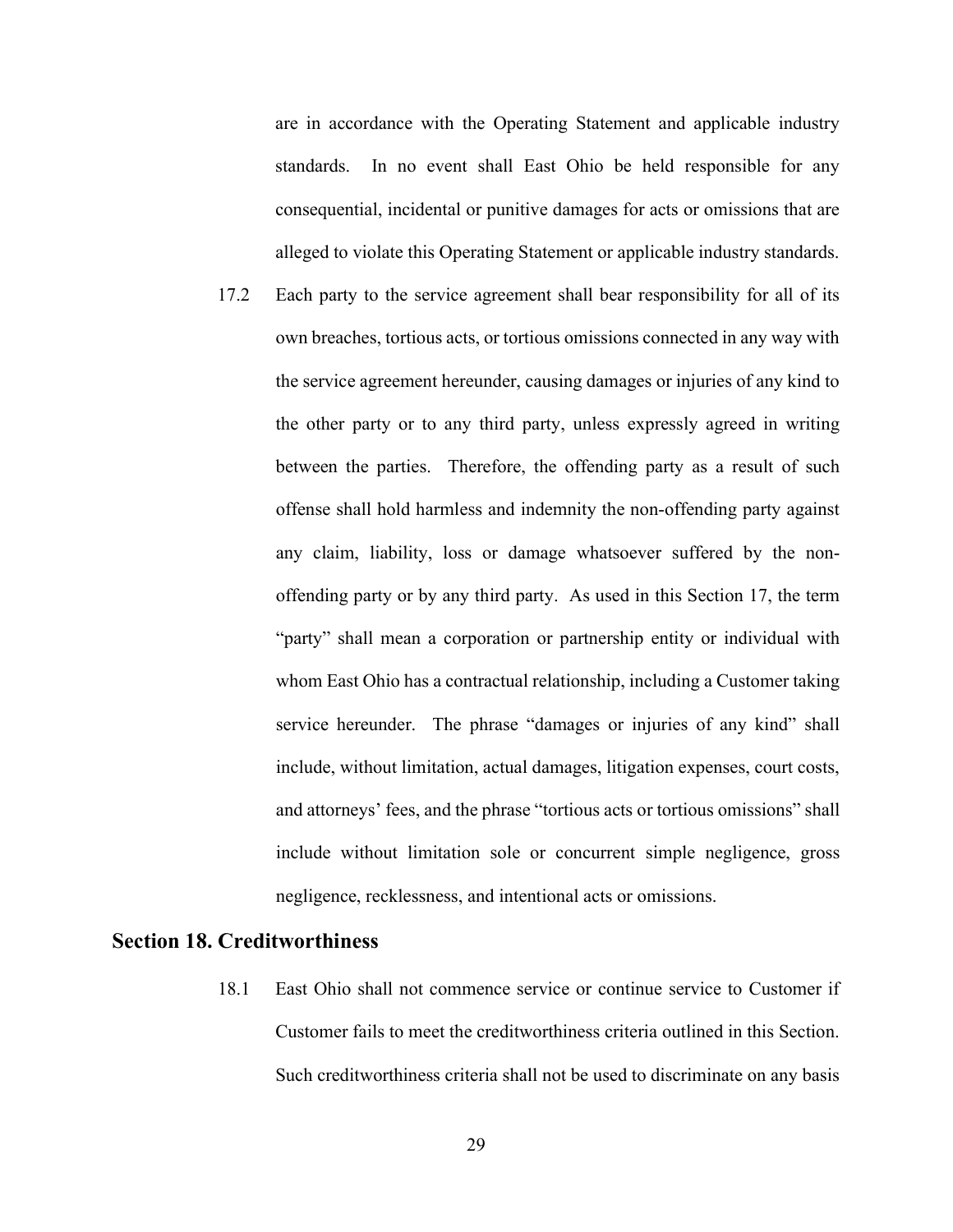are in accordance with the Operating Statement and applicable industry standards. In no event shall East Ohio be held responsible for any consequential, incidental or punitive damages for acts or omissions that are alleged to violate this Operating Statement or applicable industry standards.

17.2 Each party to the service agreement shall bear responsibility for all of its own breaches, tortious acts, or tortious omissions connected in any way with the service agreement hereunder, causing damages or injuries of any kind to the other party or to any third party, unless expressly agreed in writing between the parties. Therefore, the offending party as a result of such offense shall hold harmless and indemnity the non-offending party against any claim, liability, loss or damage whatsoever suffered by the non-offending party or by any third party. As used in this Section 17, the term "party" shall mean a corporation or partnership entity or individual with whom East Ohio has a contractual relationship, including a Customer taking service hereunder. The phrase "damages or injuries of any kind" shall include, without limitation, actual damages, litigation expenses, court costs, and attorneys' fees, and the phrase "tortious acts or tortious omissions" shall include without limitation sole or concurrent simple negligence, gross negligence, recklessness, and intentional acts or omissions.

## Section 18. Creditworthiness

18.1 East Ohio shall not commence service or continue service to Customer if Customer fails to meet the creditworthiness criteria outlined in this Section. Such creditworthiness criteria shall not be used to discriminate on any basis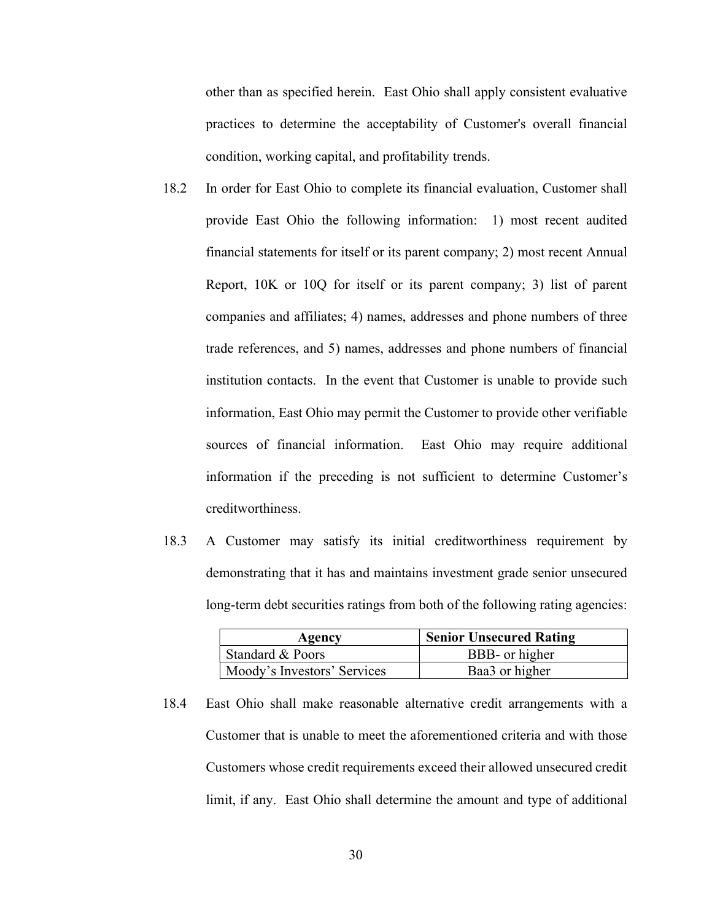other than as specified herein. East Ohio shall apply consistent evaluative practices to determine the acceptability of Customer's overall financial condition, working capital, and profitability trends.

18.2 In order for East Ohio to complete its financial evaluation, Customer shall provide East Ohio the following information: 1) most recent audited financial statements for itself or its parent company; 2) most recent Annual Report, 10K or 10Q for itself or its parent company; 3) list of parent companies and affiliates; 4) names, addresses and phone numbers of three trade references, and 5) names, addresses and phone numbers of financial institution contacts. In the event that Customer is unable to provide such information, East Ohio may permit the Customer to provide other verifiable sources of financial information. East Ohio may require additional information if the preceding is not sufficient to determine Customer's creditworthiness.

18.3 A Customer may satisfy its initial creditworthiness requirement by demonstrating that it has and maintains investment grade senior unsecured long-term debt securities ratings from both of the following rating agencies:

| Agency | Senior Unsecured Rating |
|---|---|
| Standard & Poors | BBB- or higher |
| Moody's Investors' Services | Baa3 or higher |

18.4 East Ohio shall make reasonable alternative credit arrangements with a Customer that is unable to meet the aforementioned criteria and with those Customers whose credit requirements exceed their allowed unsecured credit limit, if any. East Ohio shall determine the amount and type of additional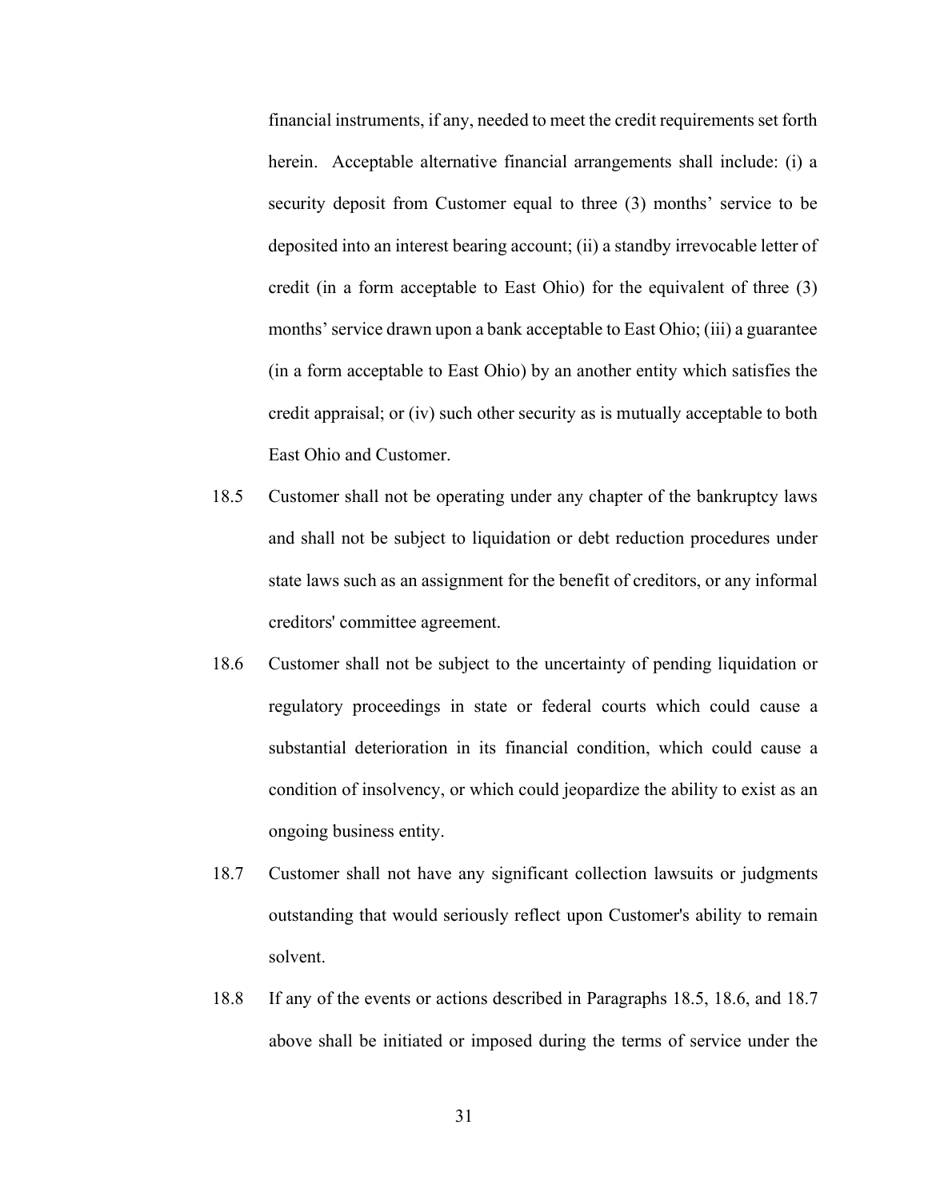financial instruments, if any, needed to meet the credit requirements set forth herein. Acceptable alternative financial arrangements shall include: (i) a security deposit from Customer equal to three (3) months' service to be deposited into an interest bearing account; (ii) a standby irrevocable letter of credit (in a form acceptable to East Ohio) for the equivalent of three (3) months' service drawn upon a bank acceptable to East Ohio; (iii) a guarantee (in a form acceptable to East Ohio) by an another entity which satisfies the credit appraisal; or (iv) such other security as is mutually acceptable to both East Ohio and Customer.

18.5 Customer shall not be operating under any chapter of the bankruptcy laws and shall not be subject to liquidation or debt reduction procedures under state laws such as an assignment for the benefit of creditors, or any informal creditors' committee agreement.

18.6 Customer shall not be subject to the uncertainty of pending liquidation or regulatory proceedings in state or federal courts which could cause a substantial deterioration in its financial condition, which could cause a condition of insolvency, or which could jeopardize the ability to exist as an ongoing business entity.

18.7 Customer shall not have any significant collection lawsuits or judgments outstanding that would seriously reflect upon Customer's ability to remain solvent.

18.8 If any of the events or actions described in Paragraphs 18.5, 18.6, and 18.7 above shall be initiated or imposed during the terms of service under the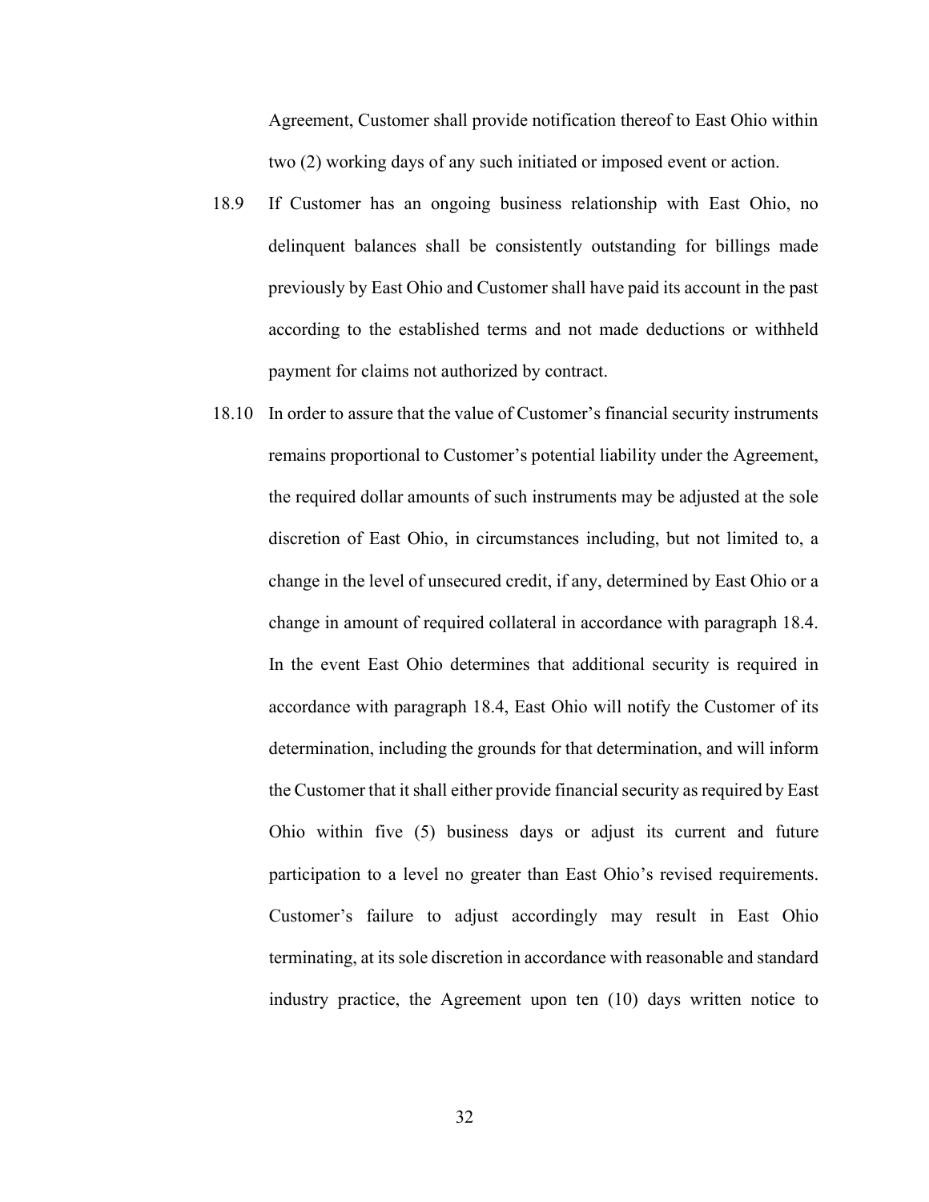Agreement, Customer shall provide notification thereof to East Ohio within two (2) working days of any such initiated or imposed event or action.

18.9 If Customer has an ongoing business relationship with East Ohio, no delinquent balances shall be consistently outstanding for billings made previously by East Ohio and Customer shall have paid its account in the past according to the established terms and not made deductions or withheld payment for claims not authorized by contract.

18.10 In order to assure that the value of Customer's financial security instruments remains proportional to Customer's potential liability under the Agreement, the required dollar amounts of such instruments may be adjusted at the sole discretion of East Ohio, in circumstances including, but not limited to, a change in the level of unsecured credit, if any, determined by East Ohio or a change in amount of required collateral in accordance with paragraph 18.4. In the event East Ohio determines that additional security is required in accordance with paragraph 18.4, East Ohio will notify the Customer of its determination, including the grounds for that determination, and will inform the Customer that it shall either provide financial security as required by East Ohio within five (5) business days or adjust its current and future participation to a level no greater than East Ohio's revised requirements. Customer's failure to adjust accordingly may result in East Ohio terminating, at its sole discretion in accordance with reasonable and standard industry practice, the Agreement upon ten (10) days written notice to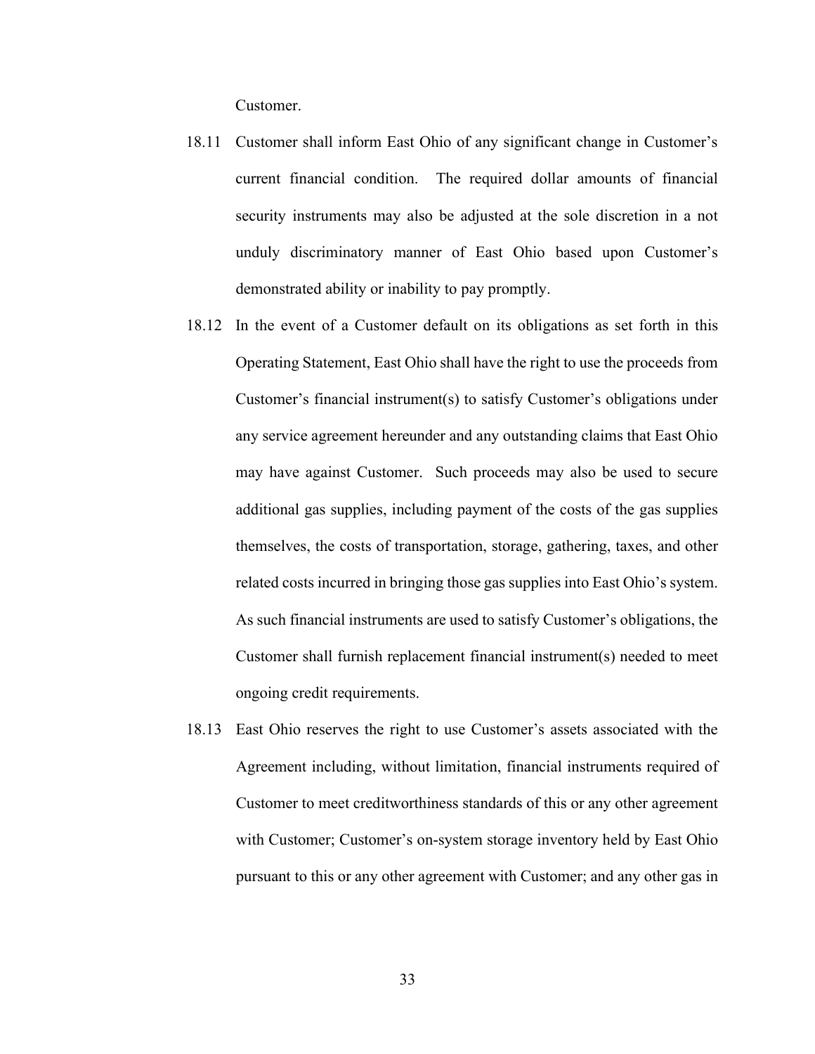Customer.

18.11 Customer shall inform East Ohio of any significant change in Customer's current financial condition. The required dollar amounts of financial security instruments may also be adjusted at the sole discretion in a not unduly discriminatory manner of East Ohio based upon Customer's demonstrated ability or inability to pay promptly.

18.12 In the event of a Customer default on its obligations as set forth in this Operating Statement, East Ohio shall have the right to use the proceeds from Customer's financial instrument(s) to satisfy Customer's obligations under any service agreement hereunder and any outstanding claims that East Ohio may have against Customer. Such proceeds may also be used to secure additional gas supplies, including payment of the costs of the gas supplies themselves, the costs of transportation, storage, gathering, taxes, and other related costs incurred in bringing those gas supplies into East Ohio's system. As such financial instruments are used to satisfy Customer's obligations, the Customer shall furnish replacement financial instrument(s) needed to meet ongoing credit requirements.

18.13 East Ohio reserves the right to use Customer's assets associated with the Agreement including, without limitation, financial instruments required of Customer to meet creditworthiness standards of this or any other agreement with Customer; Customer's on-system storage inventory held by East Ohio pursuant to this or any other agreement with Customer; and any other gas in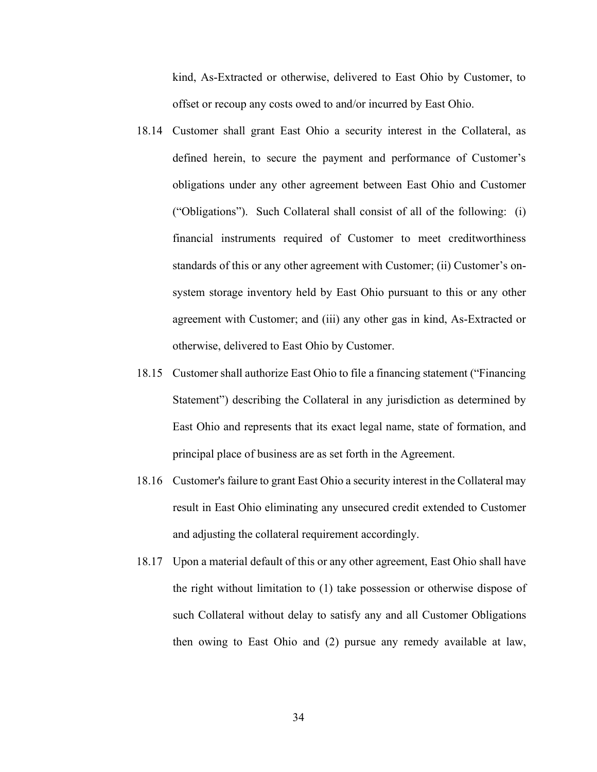kind, As-Extracted or otherwise, delivered to East Ohio by Customer, to offset or recoup any costs owed to and/or incurred by East Ohio.

18.14 Customer shall grant East Ohio a security interest in the Collateral, as defined herein, to secure the payment and performance of Customer's obligations under any other agreement between East Ohio and Customer ("Obligations"). Such Collateral shall consist of all of the following: (i) financial instruments required of Customer to meet creditworthiness standards of this or any other agreement with Customer; (ii) Customer's on-system storage inventory held by East Ohio pursuant to this or any other agreement with Customer; and (iii) any other gas in kind, As-Extracted or otherwise, delivered to East Ohio by Customer.

18.15 Customer shall authorize East Ohio to file a financing statement ("Financing Statement") describing the Collateral in any jurisdiction as determined by East Ohio and represents that its exact legal name, state of formation, and principal place of business are as set forth in the Agreement.

18.16 Customer's failure to grant East Ohio a security interest in the Collateral may result in East Ohio eliminating any unsecured credit extended to Customer and adjusting the collateral requirement accordingly.

18.17 Upon a material default of this or any other agreement, East Ohio shall have the right without limitation to (1) take possession or otherwise dispose of such Collateral without delay to satisfy any and all Customer Obligations then owing to East Ohio and (2) pursue any remedy available at law,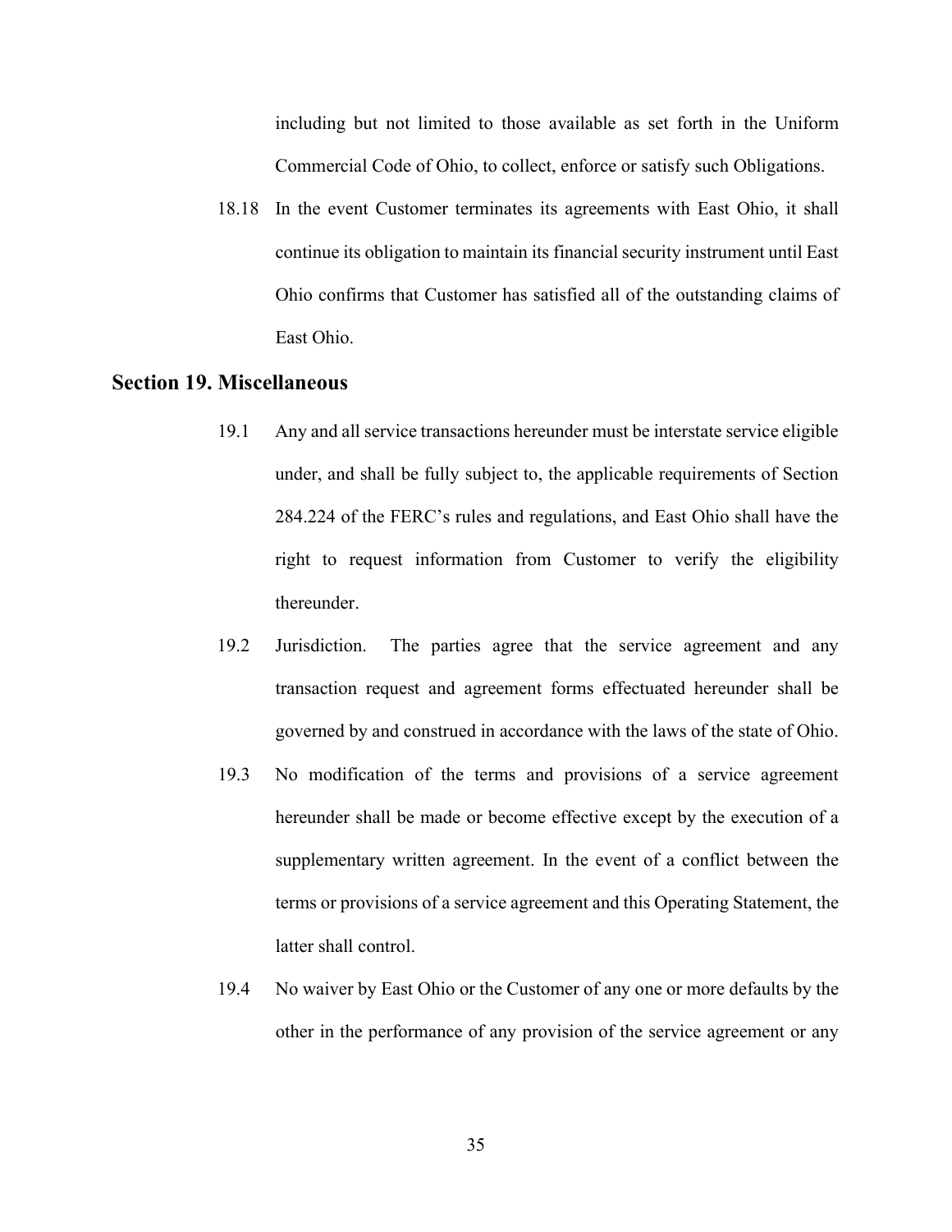including but not limited to those available as set forth in the Uniform Commercial Code of Ohio, to collect, enforce or satisfy such Obligations.

18.18 In the event Customer terminates its agreements with East Ohio, it shall continue its obligation to maintain its financial security instrument until East Ohio confirms that Customer has satisfied all of the outstanding claims of East Ohio.

## Section 19. Miscellaneous

19.1 Any and all service transactions hereunder must be interstate service eligible under, and shall be fully subject to, the applicable requirements of Section 284.224 of the FERC's rules and regulations, and East Ohio shall have the right to request information from Customer to verify the eligibility thereunder.

19.2 Jurisdiction. The parties agree that the service agreement and any transaction request and agreement forms effectuated hereunder shall be governed by and construed in accordance with the laws of the state of Ohio.

19.3 No modification of the terms and provisions of a service agreement hereunder shall be made or become effective except by the execution of a supplementary written agreement. In the event of a conflict between the terms or provisions of a service agreement and this Operating Statement, the latter shall control.

19.4 No waiver by East Ohio or the Customer of any one or more defaults by the other in the performance of any provision of the service agreement or any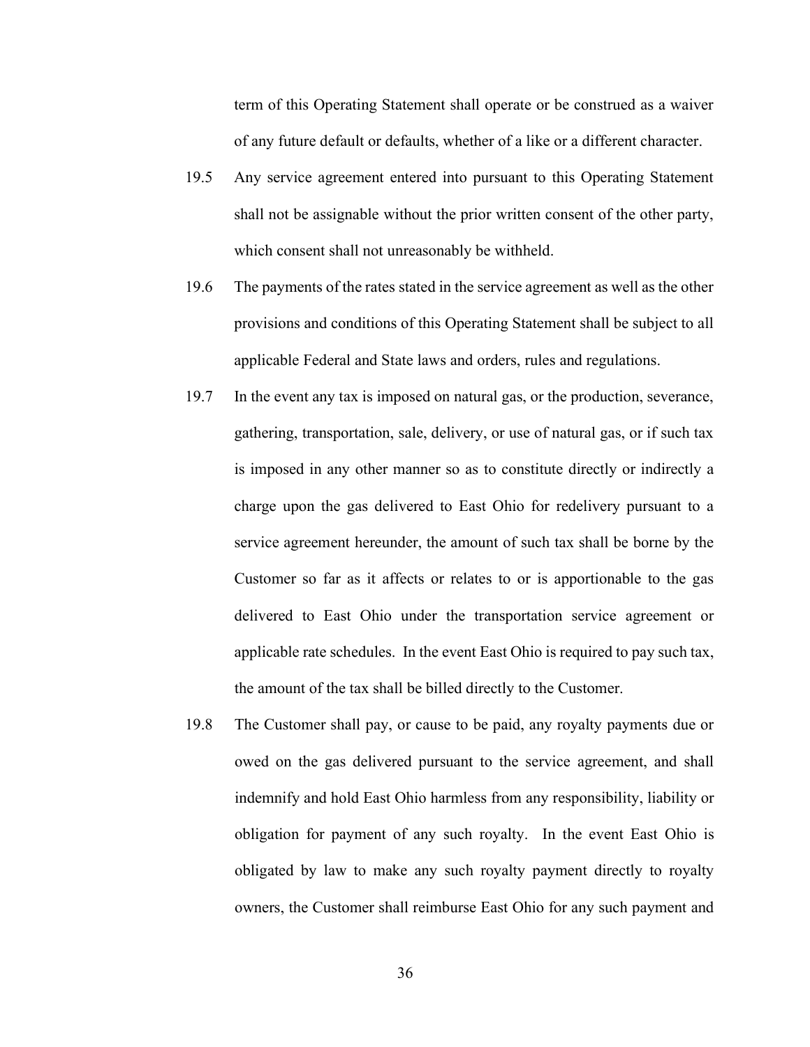term of this Operating Statement shall operate or be construed as a waiver of any future default or defaults, whether of a like or a different character.

19.5 Any service agreement entered into pursuant to this Operating Statement shall not be assignable without the prior written consent of the other party, which consent shall not unreasonably be withheld.

19.6 The payments of the rates stated in the service agreement as well as the other provisions and conditions of this Operating Statement shall be subject to all applicable Federal and State laws and orders, rules and regulations.

19.7 In the event any tax is imposed on natural gas, or the production, severance, gathering, transportation, sale, delivery, or use of natural gas, or if such tax is imposed in any other manner so as to constitute directly or indirectly a charge upon the gas delivered to East Ohio for redelivery pursuant to a service agreement hereunder, the amount of such tax shall be borne by the Customer so far as it affects or relates to or is apportionable to the gas delivered to East Ohio under the transportation service agreement or applicable rate schedules. In the event East Ohio is required to pay such tax, the amount of the tax shall be billed directly to the Customer.

19.8 The Customer shall pay, or cause to be paid, any royalty payments due or owed on the gas delivered pursuant to the service agreement, and shall indemnify and hold East Ohio harmless from any responsibility, liability or obligation for payment of any such royalty. In the event East Ohio is obligated by law to make any such royalty payment directly to royalty owners, the Customer shall reimburse East Ohio for any such payment and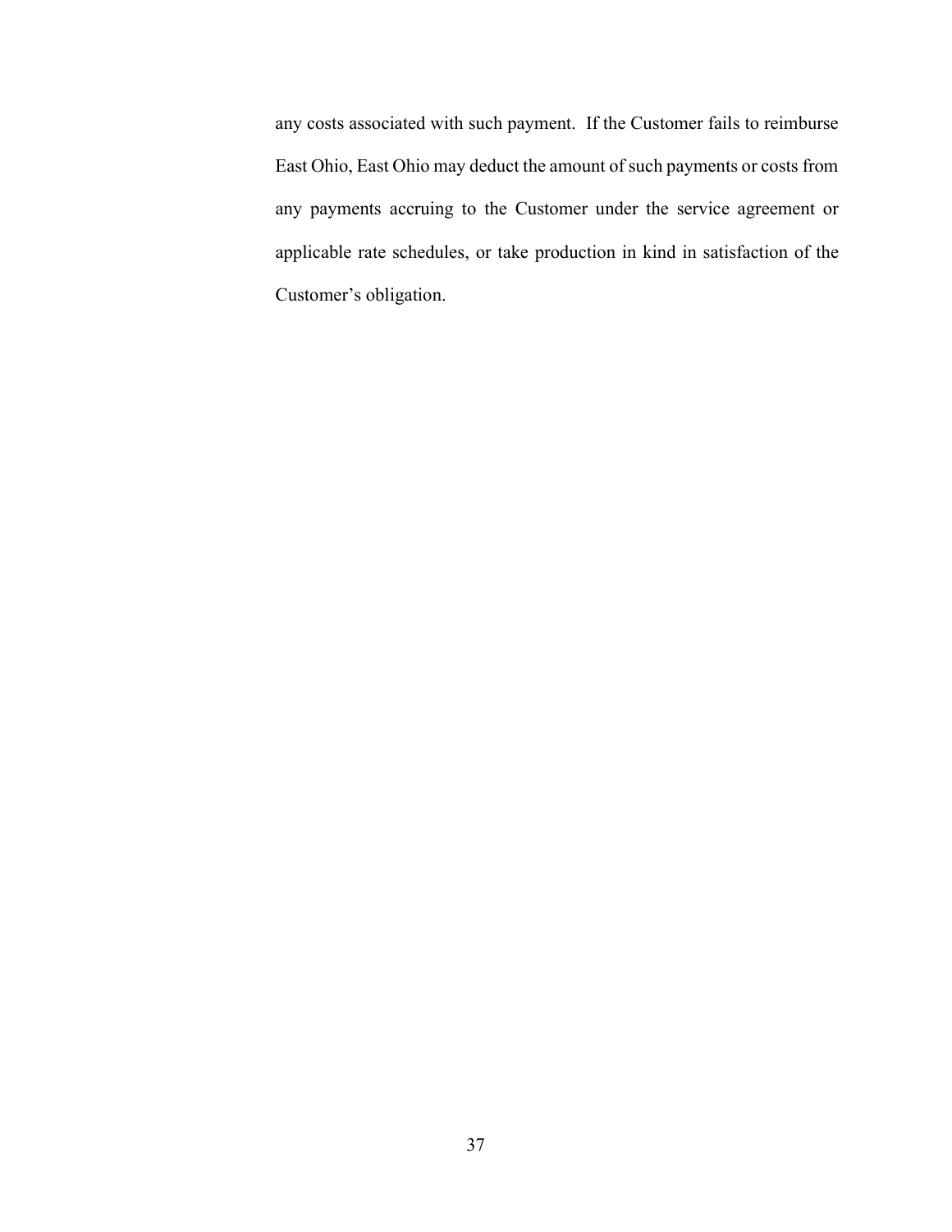any costs associated with such payment. If the Customer fails to reimburse East Ohio, East Ohio may deduct the amount of such payments or costs from any payments accruing to the Customer under the service agreement or applicable rate schedules, or take production in kind in satisfaction of the Customer's obligation.